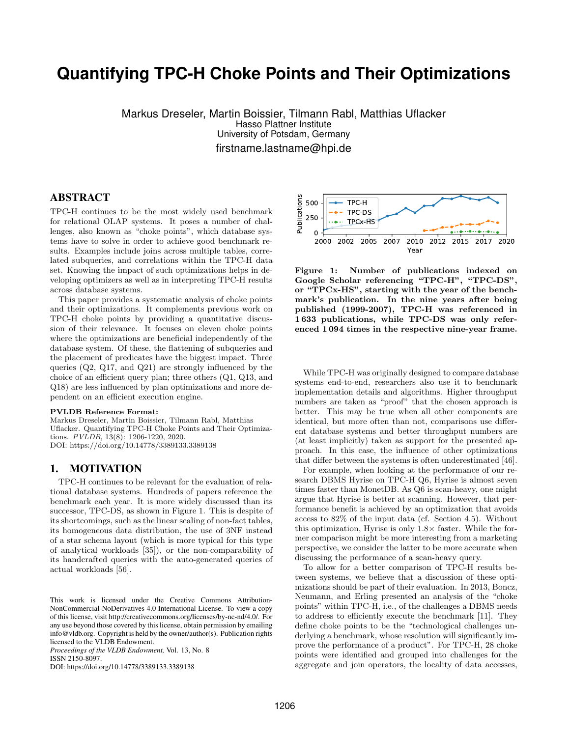# Quantifying TPC-H Choke Points and Their Optimizations

Markus Dreseler, Martin Boissier, Tilmann Rabl, Matthias Uflacker
Hasso Plattner Institute
University of Potsdam, Germany
firstname.lastname@hpi.de

## ABSTRACT

TPC-H continues to be the most widely used benchmark for relational OLAP systems. It poses a number of challenges, also known as "choke points", which database systems have to solve in order to achieve good benchmark results. Examples include joins across multiple tables, correlated subqueries, and correlations within the TPC-H data set. Knowing the impact of such optimizations helps in developing optimizers as well as in interpreting TPC-H results across database systems.

This paper provides a systematic analysis of choke points and their optimizations. It complements previous work on TPC-H choke points by providing a quantitative discussion of their relevance. It focuses on eleven choke points where the optimizations are beneficial independently of the database system. Of these, the flattening of subqueries and the placement of predicates have the biggest impact. Three queries (Q2, Q17, and Q21) are strongly influenced by the choice of an efficient query plan; three others (Q1, Q13, and Q18) are less influenced by plan optimizations and more dependent on an efficient execution engine.

**PVLDB Reference Format:**
Markus Dreseler, Martin Boissier, Tilmann Rabl, Matthias Uflacker. Quantifying TPC-H Choke Points and Their Optimizations. *PVLDB*, 13(8): 1206-1220, 2020.
DOI: https://doi.org/10.14778/3389133.3389138

## 1. MOTIVATION

TPC-H continues to be relevant for the evaluation of relational database systems. Hundreds of papers reference the benchmark each year. It is more widely discussed than its successor, TPC-DS, as shown in Figure 1. This is despite of its shortcomings, such as the linear scaling of non-fact tables, its homogeneous data distribution, the use of 3NF instead of a star schema layout (which is more typical for this type of analytical workloads [35]), or the non-comparability of its handcrafted queries with the auto-generated queries of actual workloads [56].

This work is licensed under the Creative Commons Attribution-NonCommercial-NoDerivatives 4.0 International License. To view a copy of this license, visit http://creativecommons.org/licenses/by-nc-nd/4.0/. For any use beyond those covered by this license, obtain permission by emailing info@vldb.org. Copyright is held by the owner/author(s). Publication rights licensed to the VLDB Endowment.
*Proceedings of the VLDB Endowment,* Vol. 13, No. 8
ISSN 2150-8097.
DOI: https://doi.org/10.14778/3389133.3389138

**Figure 1: Number of publications indexed on Google Scholar referencing "TPC-H", "TPC-DS", or "TPCx-HS", starting with the year of the benchmark's publication. In the nine years after being published (1999-2007), TPC-H was referenced in 1 633 publications, while TPC-DS was only referenced 1 094 times in the respective nine-year frame.**

While TPC-H was originally designed to compare database systems end-to-end, researchers also use it to benchmark implementation details and algorithms. Higher throughput numbers are taken as "proof" that the chosen approach is better. This may be true when all other components are identical, but more often than not, comparisons use different database systems and better throughput numbers are (at least implicitly) taken as support for the presented approach. In this case, the influence of other optimizations that differ between the systems is often underestimated [46].

For example, when looking at the performance of our research DBMS Hyrise on TPC-H Q6, Hyrise is almost seven times faster than MonetDB. As Q6 is scan-heavy, one might argue that Hyrise is better at scanning. However, that performance benefit is achieved by an optimization that avoids access to 82% of the input data (cf. Section 4.5). Without this optimization, Hyrise is only 1.8× faster. While the former comparison might be more interesting from a marketing perspective, we consider the latter to be more accurate when discussing the performance of a scan-heavy query.

To allow for a better comparison of TPC-H results between systems, we believe that a discussion of these optimizations should be part of their evaluation. In 2013, Boncz, Neumann, and Erling presented an analysis of the "choke points" within TPC-H, i.e., of the challenges a DBMS needs to address to efficiently execute the benchmark [11]. They define choke points to be the "technological challenges underlying a benchmark, whose resolution will significantly improve the performance of a product". For TPC-H, 28 choke points were identified and grouped into challenges for the aggregate and join operators, the locality of data accesses,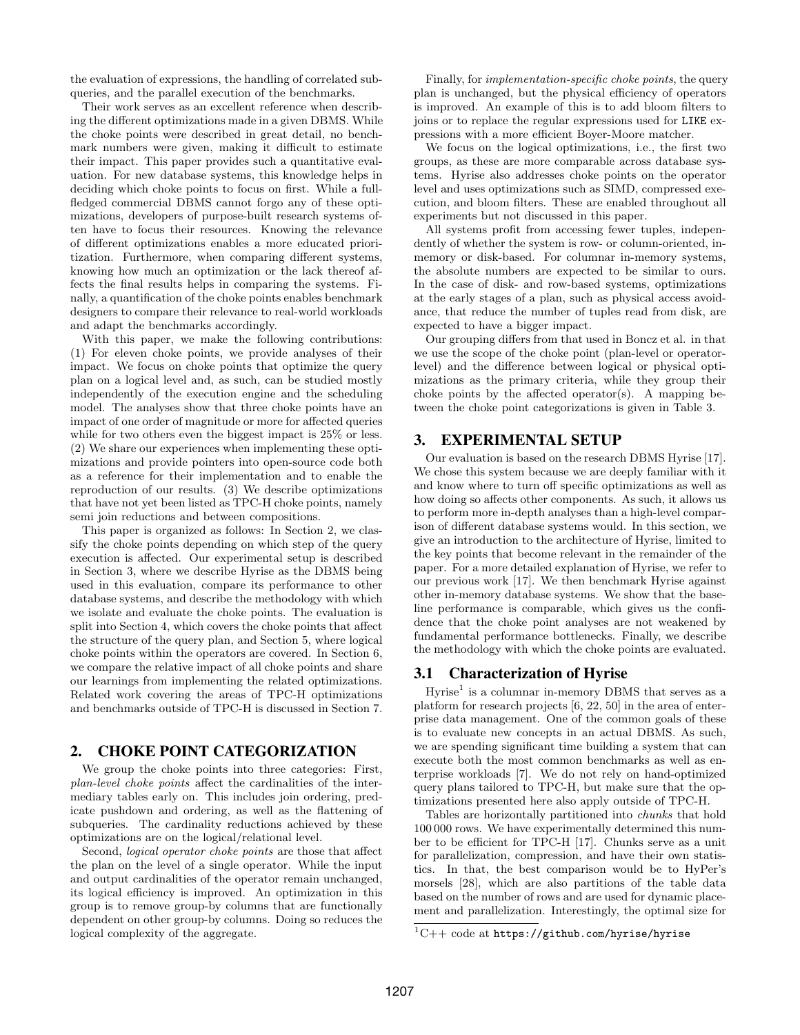the evaluation of expressions, the handling of correlated subqueries, and the parallel execution of the benchmarks.

Their work serves as an excellent reference when describing the different optimizations made in a given DBMS. While the choke points were described in great detail, no benchmark numbers were given, making it difficult to estimate their impact. This paper provides such a quantitative evaluation. For new database systems, this knowledge helps in deciding which choke points to focus on first. While a full-fledged commercial DBMS cannot forgo any of these optimizations, developers of purpose-built research systems often have to focus their resources. Knowing the relevance of different optimizations enables a more educated prioritization. Furthermore, when comparing different systems, knowing how much an optimization or the lack thereof affects the final results helps in comparing the systems. Finally, a quantification of the choke points enables benchmark designers to compare their relevance to real-world workloads and adapt the benchmarks accordingly.

With this paper, we make the following contributions: (1) For eleven choke points, we provide analyses of their impact. We focus on choke points that optimize the query plan on a logical level and, as such, can be studied mostly independently of the execution engine and the scheduling model. The analyses show that three choke points have an impact of one order of magnitude or more for affected queries while for two others even the biggest impact is 25% or less. (2) We share our experiences when implementing these optimizations and provide pointers into open-source code both as a reference for their implementation and to enable the reproduction of our results. (3) We describe optimizations that have not yet been listed as TPC-H choke points, namely semi join reductions and between compositions.

This paper is organized as follows: In Section 2, we classify the choke points depending on which step of the query execution is affected. Our experimental setup is described in Section 3, where we describe Hyrise as the DBMS being used in this evaluation, compare its performance to other database systems, and describe the methodology with which we isolate and evaluate the choke points. The evaluation is split into Section 4, which covers the choke points that affect the structure of the query plan, and Section 5, where logical choke points within the operators are covered. In Section 6, we compare the relative impact of all choke points and share our learnings from implementing the related optimizations. Related work covering the areas of TPC-H optimizations and benchmarks outside of TPC-H is discussed in Section 7.

## 2. CHOKE POINT CATEGORIZATION

We group the choke points into three categories: First, *plan-level choke points* affect the cardinalities of the intermediary tables early on. This includes join ordering, predicate pushdown and ordering, as well as the flattening of subqueries. The cardinality reductions achieved by these optimizations are on the logical/relational level.

Second, *logical operator choke points* are those that affect the plan on the level of a single operator. While the input and output cardinalities of the operator remain unchanged, its logical efficiency is improved. An optimization in this group is to remove group-by columns that are functionally dependent on other group-by columns. Doing so reduces the logical complexity of the aggregate.

Finally, for *implementation-specific choke points*, the query plan is unchanged, but the physical efficiency of operators is improved. An example of this is to add bloom filters to joins or to replace the regular expressions used for `LIKE` expressions with a more efficient Boyer-Moore matcher.

We focus on the logical optimizations, i.e., the first two groups, as these are more comparable across database systems. Hyrise also addresses choke points on the operator level and uses optimizations such as SIMD, compressed execution, and bloom filters. These are enabled throughout all experiments but not discussed in this paper.

All systems profit from accessing fewer tuples, independently of whether the system is row- or column-oriented, in-memory or disk-based. For columnar in-memory systems, the absolute numbers are expected to be similar to ours. In the case of disk- and row-based systems, optimizations at the early stages of a plan, such as physical access avoidance, that reduce the number of tuples read from disk, are expected to have a bigger impact.

Our grouping differs from that used in Boncz et al. in that we use the scope of the choke point (plan-level or operator-level) and the difference between logical or physical optimizations as the primary criteria, while they group their choke points by the affected operator(s). A mapping between the choke point categorizations is given in Table 3.

## 3. EXPERIMENTAL SETUP

Our evaluation is based on the research DBMS Hyrise [17]. We chose this system because we are deeply familiar with it and know where to turn off specific optimizations as well as how doing so affects other components. As such, it allows us to perform more in-depth analyses than a high-level comparison of different database systems would. In this section, we give an introduction to the architecture of Hyrise, limited to the key points that become relevant in the remainder of the paper. For a more detailed explanation of Hyrise, we refer to our previous work [17]. We then benchmark Hyrise against other in-memory database systems. We show that the baseline performance is comparable, which gives us the confidence that the choke point analyses are not weakened by fundamental performance bottlenecks. Finally, we describe the methodology with which the choke points are evaluated.

### 3.1 Characterization of Hyrise

Hyrise[1] is a columnar in-memory DBMS that serves as a platform for research projects [6, 22, 50] in the area of enterprise data management. One of the common goals of these is to evaluate new concepts in an actual DBMS. As such, we are spending significant time building a system that can execute both the most common benchmarks as well as enterprise workloads [7]. We do not rely on hand-optimized query plans tailored to TPC-H, but make sure that the optimizations presented here also apply outside of TPC-H.

Tables are horizontally partitioned into *chunks* that hold 100 000 rows. We have experimentally determined this number to be efficient for TPC-H [17]. Chunks serve as a unit for parallelization, compression, and have their own statistics. In that, the best comparison would be to HyPer's morsels [28], which are also partitions of the table data based on the number of rows and are used for dynamic placement and parallelization. Interestingly, the optimal size for

[1] C++ code at https://github.com/hyrise/hyrise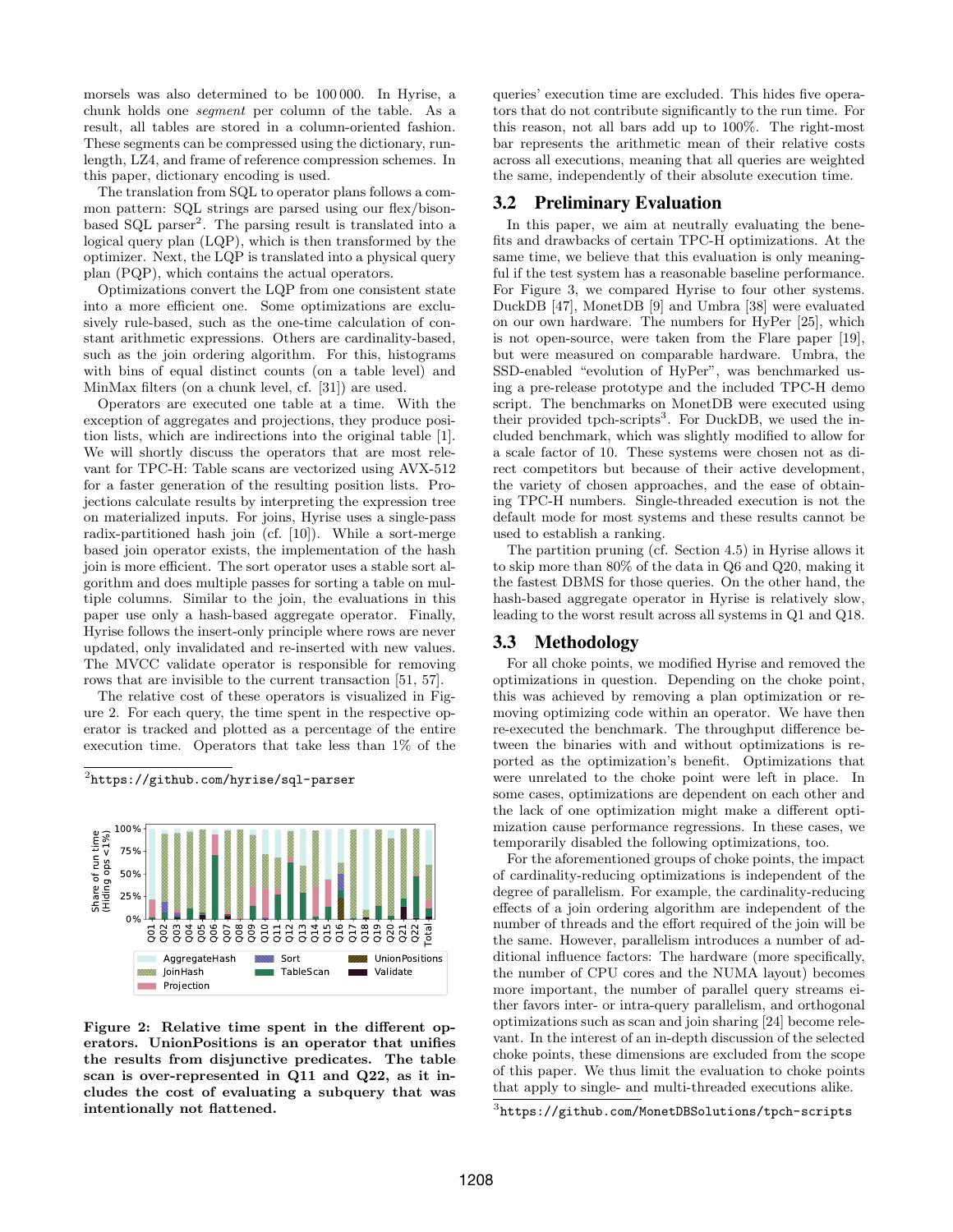morsels was also determined to be 100 000. In Hyrise, a chunk holds one *segment* per column of the table. As a result, all tables are stored in a column-oriented fashion. These segments can be compressed using the dictionary, run-length, LZ4, and frame of reference compression schemes. In this paper, dictionary encoding is used.

The translation from SQL to operator plans follows a common pattern: SQL strings are parsed using our flex/bison-based SQL parser[2]. The parsing result is translated into a logical query plan (LQP), which is then transformed by the optimizer. Next, the LQP is translated into a physical query plan (PQP), which contains the actual operators.

Optimizations convert the LQP from one consistent state into a more efficient one. Some optimizations are exclusively rule-based, such as the one-time calculation of constant arithmetic expressions. Others are cardinality-based, such as the join ordering algorithm. For this, histograms with bins of equal distinct counts (on a table level) and MinMax filters (on a chunk level, cf. [31]) are used.

Operators are executed one table at a time. With the exception of aggregates and projections, they produce position lists, which are indirections into the original table [1]. We will shortly discuss the operators that are most relevant for TPC-H: Table scans are vectorized using AVX-512 for a faster generation of the resulting position lists. Projections calculate results by interpreting the expression tree on materialized inputs. For joins, Hyrise uses a single-pass radix-partitioned hash join (cf. [10]). While a sort-merge based join operator exists, the implementation of the hash join is more efficient. The sort operator uses a stable sort algorithm and does multiple passes for sorting a table on multiple columns. Similar to the join, the evaluations in this paper use only a hash-based aggregate operator. Finally, Hyrise follows the insert-only principle where rows are never updated, only invalidated and re-inserted with new values. The MVCC validate operator is responsible for removing rows that are invisible to the current transaction [51, 57].

The relative cost of these operators is visualized in Figure 2. For each query, the time spent in the respective operator is tracked and plotted as a percentage of the entire execution time. Operators that take less than 1% of the queries' execution time are excluded. This hides five operators that do not contribute significantly to the run time. For this reason, not all bars add up to 100%. The right-most bar represents the arithmetic mean of their relative costs across all executions, meaning that all queries are weighted the same, independently of their absolute execution time.

[2] `https://github.com/hyrise/sql-parser`

**Figure 2: Relative time spent in the different operators. UnionPositions is an operator that unifies the results from disjunctive predicates. The table scan is over-represented in Q11 and Q22, as it includes the cost of evaluating a subquery that was intentionally not flattened.**

## 3.2 Preliminary Evaluation

In this paper, we aim at neutrally evaluating the benefits and drawbacks of certain TPC-H optimizations. At the same time, we believe that this evaluation is only meaningful if the test system has a reasonable baseline performance. For Figure 3, we compared Hyrise to four other systems. DuckDB [47], MonetDB [9] and Umbra [38] were evaluated on our own hardware. The numbers for HyPer [25], which is not open-source, were taken from the Flare paper [19], but were measured on comparable hardware. Umbra, the SSD-enabled "evolution of HyPer", was benchmarked using a pre-release prototype and the included TPC-H demo script. The benchmarks on MonetDB were executed using their provided tpch-scripts[3]. For DuckDB, we used the included benchmark, which was slightly modified to allow for a scale factor of 10. These systems were chosen not as direct competitors but because of their active development, the variety of chosen approaches, and the ease of obtaining TPC-H numbers. Single-threaded execution is not the default mode for most systems and these results cannot be used to establish a ranking.

The partition pruning (cf. Section 4.5) in Hyrise allows it to skip more than 80% of the data in Q6 and Q20, making it the fastest DBMS for those queries. On the other hand, the hash-based aggregate operator in Hyrise is relatively slow, leading to the worst result across all systems in Q1 and Q18.

## 3.3 Methodology

For all choke points, we modified Hyrise and removed the optimizations in question. Depending on the choke point, this was achieved by removing a plan optimization or removing optimizing code within an operator. We have then re-executed the benchmark. The throughput difference between the binaries with and without optimizations is reported as the optimization's benefit. Optimizations that were unrelated to the choke point were left in place. In some cases, optimizations are dependent on each other and the lack of one optimization might make a different optimization cause performance regressions. In these cases, we temporarily disabled the following optimizations, too.

For the aforementioned groups of choke points, the impact of cardinality-reducing optimizations is independent of the degree of parallelism. For example, the cardinality-reducing effects of a join ordering algorithm are independent of the number of threads and the effort required of the join will be the same. However, parallelism introduces a number of additional influence factors: The hardware (more specifically, the number of CPU cores and the NUMA layout) becomes more important, the number of parallel query streams either favors inter- or intra-query parallelism, and orthogonal optimizations such as scan and join sharing [24] become relevant. In the interest of an in-depth discussion of the selected choke points, these dimensions are excluded from the scope of this paper. We thus limit the evaluation to choke points that apply to single- and multi-threaded executions alike.

[3] `https://github.com/MonetDBSolutions/tpch-scripts`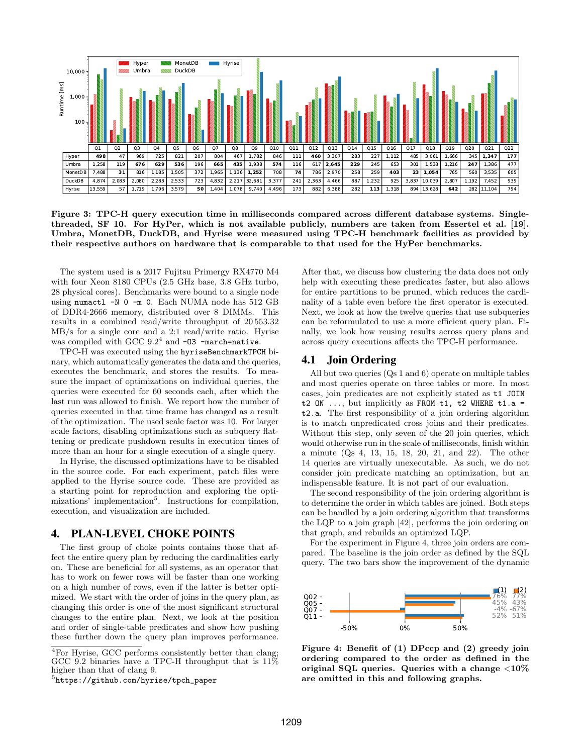|  | Q1 | Q2 | Q3 | Q4 | Q5 | Q6 | Q7 | Q8 | Q9 | Q10 | Q11 | Q12 | Q13 | Q14 | Q15 | Q16 | Q17 | Q18 | Q19 | Q20 | Q21 | Q22 |
|---|---|---|---|---|---|---|---|---|---|---|---|---|---|---|---|---|---|---|---|---|---|---|
| Hyper | **498** | 47 | 969 | 725 | 821 | 207 | 804 | 467 | 1,782 | 846 | 111 | **460** | 3,307 | 283 | 227 | 1,112 | 485 | 3,061 | 1,666 | 345 | **1,347** | **177** |
| Umbra | 1,258 | 119 | **676** | **629** | **536** | 196 | **665** | **435** | 1,938 | **574** | 116 | 617 | **2,645** | **229** | 245 | 653 | 301 | 1,538 | 1,216 | **247** | 1,386 | 477 |
| MonetDB | 7,488 | **31** | 816 | 1,185 | 1,505 | 372 | 1,965 | 1,136 | **1,252** | 708 | **74** | 786 | 2,970 | 258 | 259 | **403** | **23** | **1,054** | 765 | 560 | 3,535 | 605 |
| DuckDB | 4,874 | 2,083 | 2,080 | 2,283 | 2,533 | 723 | 4,832 | 2,217 | 32,681 | 3,377 | 241 | 2,363 | 4,466 | 887 | 1,232 | 925 | 3,837 | 10,039 | 2,807 | 1,192 | 7,452 | 939 |
| Hyrise | 13,559 | 57 | 1,719 | 1,796 | 3,579 | **50** | 1,404 | 1,078 | 9,740 | 4,496 | 173 | 882 | 6,388 | 282 | **113** | 1,318 | 894 | 13,628 | **642** | 282 | 11,104 | 794 |

**Figure 3: TPC-H query execution time in milliseconds compared across different database systems. Single-threaded, SF 10. For HyPer, which is not available publicly, numbers are taken from Essertel et al. [19]. Umbra, MonetDB, DuckDB, and Hyrise were measured using TPC-H benchmark facilities as provided by their respective authors on hardware that is comparable to that used for the HyPer benchmarks.**

The system used is a 2017 Fujitsu Primergy RX4770 M4 with four Xeon 8180 CPUs (2.5 GHz base, 3.8 GHz turbo, 28 physical cores). Benchmarks were bound to a single node using `numactl -N 0 -m 0`. Each NUMA node has 512 GB of DDR4-2666 memory, distributed over 8 DIMMs. This results in a combined read/write throughput of 20 553.32 MB/s for a single core and a 2:1 read/write ratio. Hyrise was compiled with GCC 9.2[4] and `-O3 -march=native`.

TPC-H was executed using the `hyriseBenchmarkTPCH` binary, which automatically generates the data and the queries, executes the benchmark, and stores the results. To measure the impact of optimizations on individual queries, the queries were executed for 60 seconds each, after which the last run was allowed to finish. We report how the number of queries executed in that time frame has changed as a result of the optimization. The used scale factor was 10. For larger scale factors, disabling optimizations such as subquery flattening or predicate pushdown results in execution times of more than an hour for a single execution of a single query.

In Hyrise, the discussed optimizations have to be disabled in the source code. For each experiment, patch files were applied to the Hyrise source code. These are provided as a starting point for reproduction and exploring the optimizations' implementation[5]. Instructions for compilation, execution, and visualization are included.

# 4. PLAN-LEVEL CHOKE POINTS

The first group of choke points contains those that affect the entire query plan by reducing the cardinalities early on. These are beneficial for all systems, as an operator that has to work on fewer rows will be faster than one working on a high number of rows, even if the latter is better optimized. We start with the order of joins in the query plan, as changing this order is one of the most significant structural changes to the entire plan. Next, we look at the position and order of single-table predicates and show how pushing these further down the query plan improves performance. After that, we discuss how clustering the data does not only help with executing these predicates faster, but also allows for entire partitions to be pruned, which reduces the cardinality of a table even before the first operator is executed. Next, we look at how the twelve queries that use subqueries can be reformulated to use a more efficient query plan. Finally, we look how reusing results across query plans and across query executions affects the TPC-H performance.

[4] For Hyrise, GCC performs consistently better than clang; GCC 9.2 binaries have a TPC-H throughput that is 11% higher than that of clang 9.

[5] `https://github.com/hyrise/tpch_paper`

## 4.1 Join Ordering

All but two queries (Qs 1 and 6) operate on multiple tables and most queries operate on three tables or more. In most cases, join predicates are not explicitly stated as `t1 JOIN t2 ON ...`, but implicitly as `FROM t1, t2 WHERE t1.a = t2.a`. The first responsibility of a join ordering algorithm is to match unpredicated cross joins and their predicates. Without this step, only seven of the 20 join queries, which would otherwise run in the scale of milliseconds, finish within a minute (Qs 4, 13, 15, 18, 20, 21, and 22). The other 14 queries are virtually unexecutable. As such, we do not consider join predicate matching an optimization, but an indispensable feature. It is not part of our evaluation.

The second responsibility of the join ordering algorithm is to determine the order in which tables are joined. Both steps can be handled by a join ordering algorithm that transforms the LQP to a join graph [42], performs the join ordering on that graph, and rebuilds an optimized LQP.

For the experiment in Figure 4, three join orders are compared. The baseline is the join order as defined by the SQL query. The two bars show the improvement of the dynamic

|  | (1) | (2) |
|---|---|---|
| Q02 | 76% | 77% |
| Q05 | 45% | 43% |
| Q07 | -4% | -67% |
| Q11 | 52% | 51% |

**Figure 4: Benefit of (1) DPccp and (2) greedy join ordering compared to the order as defined in the original SQL queries. Queries with a change <10% are omitted in this and following graphs.**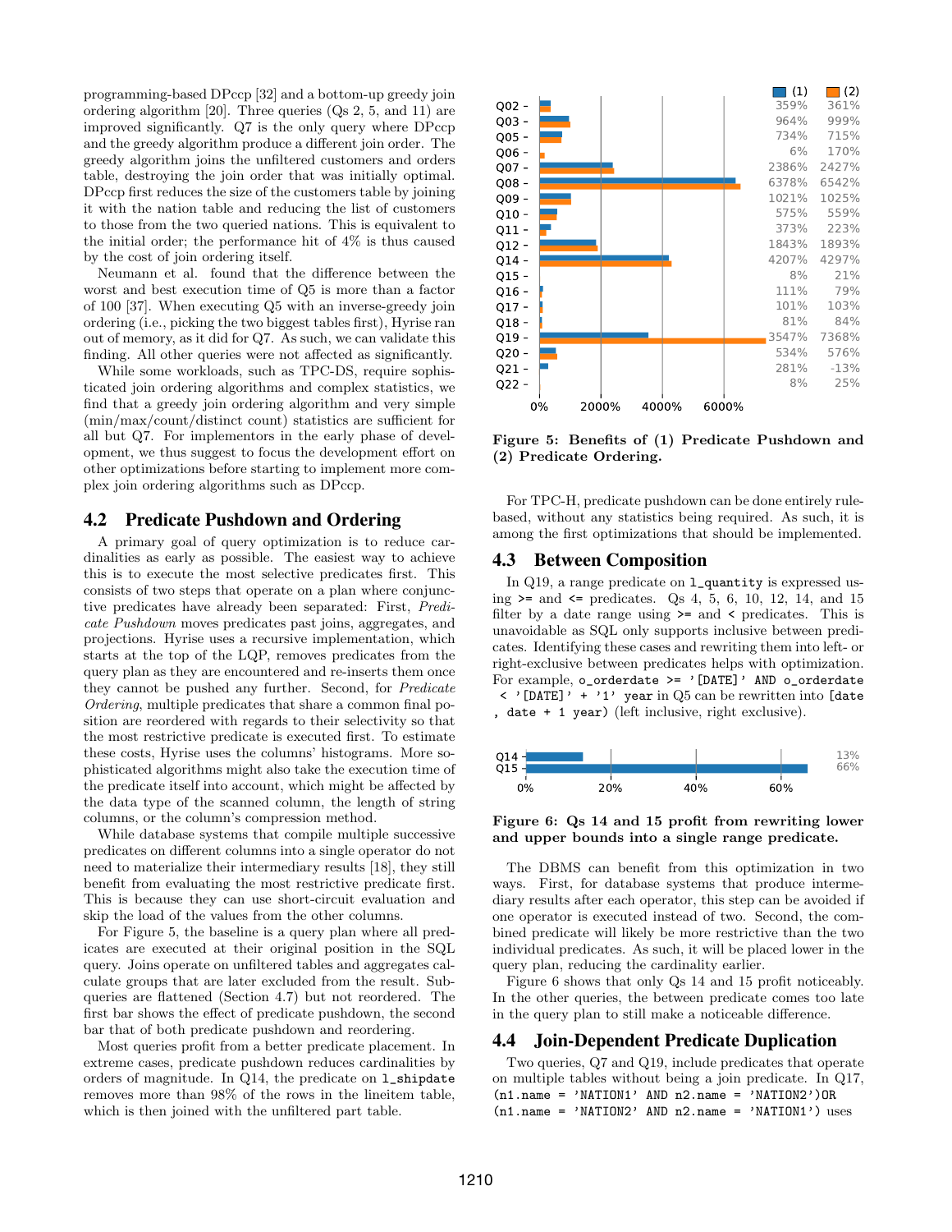programming-based DPccp [32] and a bottom-up greedy join ordering algorithm [20]. Three queries (Qs 2, 5, and 11) are improved significantly. Q7 is the only query where DPccp and the greedy algorithm produce a different join order. The greedy algorithm joins the unfiltered customers and orders table, destroying the join order that was initially optimal. DPccp first reduces the size of the customers table by joining it with the nation table and reducing the list of customers to those from the two queried nations. This is equivalent to the initial order; the performance hit of 4% is thus caused by the cost of join ordering itself.

Neumann et al. found that the difference between the worst and best execution time of Q5 is more than a factor of 100 [37]. When executing Q5 with an inverse-greedy join ordering (i.e., picking the two biggest tables first), Hyrise ran out of memory, as it did for Q7. As such, we can validate this finding. All other queries were not affected as significantly.

While some workloads, such as TPC-DS, require sophisticated join ordering algorithms and complex statistics, we find that a greedy join ordering algorithm and very simple (min/max/count/distinct count) statistics are sufficient for all but Q7. For implementors in the early phase of development, we thus suggest to focus the development effort on other optimizations before starting to implement more complex join ordering algorithms such as DPccp.

## 4.2 Predicate Pushdown and Ordering

A primary goal of query optimization is to reduce cardinalities as early as possible. The easiest way to achieve this is to execute the most selective predicates first. This consists of two steps that operate on a plan where conjunctive predicates have already been separated: First, *Predicate Pushdown* moves predicates past joins, aggregates, and projections. Hyrise uses a recursive implementation, which starts at the top of the LQP, removes predicates from the query plan as they are encountered and re-inserts them once they cannot be pushed any further. Second, for *Predicate Ordering*, multiple predicates that share a common final position are reordered with regards to their selectivity so that the most restrictive predicate is executed first. To estimate these costs, Hyrise uses the columns' histograms. More sophisticated algorithms might also take the execution time of the predicate itself into account, which might be affected by the data type of the scanned column, the length of string columns, or the column's compression method.

While database systems that compile multiple successive predicates on different columns into a single operator do not need to materialize their intermediary results [18], they still benefit from evaluating the most restrictive predicate first. This is because they can use short-circuit evaluation and skip the load of the values from the other columns.

For Figure 5, the baseline is a query plan where all predicates are executed at their original position in the SQL query. Joins operate on unfiltered tables and aggregates calculate groups that are later excluded from the result. Subqueries are flattened (Section 4.7) but not reordered. The first bar shows the effect of predicate pushdown, the second bar that of both predicate pushdown and reordering.

Most queries profit from a better predicate placement. In extreme cases, predicate pushdown reduces cardinalities by orders of magnitude. In Q14, the predicate on `l_shipdate` removes more than 98% of the rows in the lineitem table, which is then joined with the unfiltered part table.

| Query | (1) | (2) |
|---|---|---|
| Q02 | 359% | 361% |
| Q03 | 964% | 999% |
| Q05 | 734% | 715% |
| Q06 | 6% | 170% |
| Q07 | 2386% | 2427% |
| Q08 | 6378% | 6542% |
| Q09 | 1021% | 1025% |
| Q10 | 575% | 559% |
| Q11 | 373% | 223% |
| Q12 | 1843% | 1893% |
| Q14 | 4207% | 4297% |
| Q15 | 8% | 21% |
| Q16 | 111% | 79% |
| Q17 | 101% | 103% |
| Q18 | 81% | 84% |
| Q19 | 3547% | 7368% |
| Q20 | 534% | 576% |
| Q21 | 281% | -13% |
| Q22 | 8% | 25% |

**Figure 5: Benefits of (1) Predicate Pushdown and (2) Predicate Ordering.**

For TPC-H, predicate pushdown can be done entirely rule-based, without any statistics being required. As such, it is among the first optimizations that should be implemented.

## 4.3 Between Composition

In Q19, a range predicate on `l_quantity` is expressed using `>=` and `<=` predicates. Qs 4, 5, 6, 10, 12, 14, and 15 filter by a date range using `>=` and `<` predicates. This is unavoidable as SQL only supports inclusive between predicates. Identifying these cases and rewriting them into left- or right-exclusive between predicates helps with optimization. For example, `o_orderdate >= '[DATE]' AND o_orderdate < '[DATE]' + '1' year` in Q5 can be rewritten into `[date , date + 1 year)` (left inclusive, right exclusive).

| Query | Benefit |
|---|---|
| Q14 | 13% |
| Q15 | 66% |

**Figure 6: Qs 14 and 15 profit from rewriting lower and upper bounds into a single range predicate.**

The DBMS can benefit from this optimization in two ways. First, for database systems that produce intermediary results after each operator, this step can be avoided if one operator is executed instead of two. Second, the combined predicate will likely be more restrictive than the two individual predicates. As such, it will be placed lower in the query plan, reducing the cardinality earlier.

Figure 6 shows that only Qs 14 and 15 profit noticeably. In the other queries, the between predicate comes too late in the query plan to still make a noticeable difference.

## 4.4 Join-Dependent Predicate Duplication

Two queries, Q7 and Q19, include predicates that operate on multiple tables without being a join predicate. In Q17, `(n1.name = 'NATION1' AND n2.name = 'NATION2')OR (n1.name = 'NATION2' AND n2.name = 'NATION1')` uses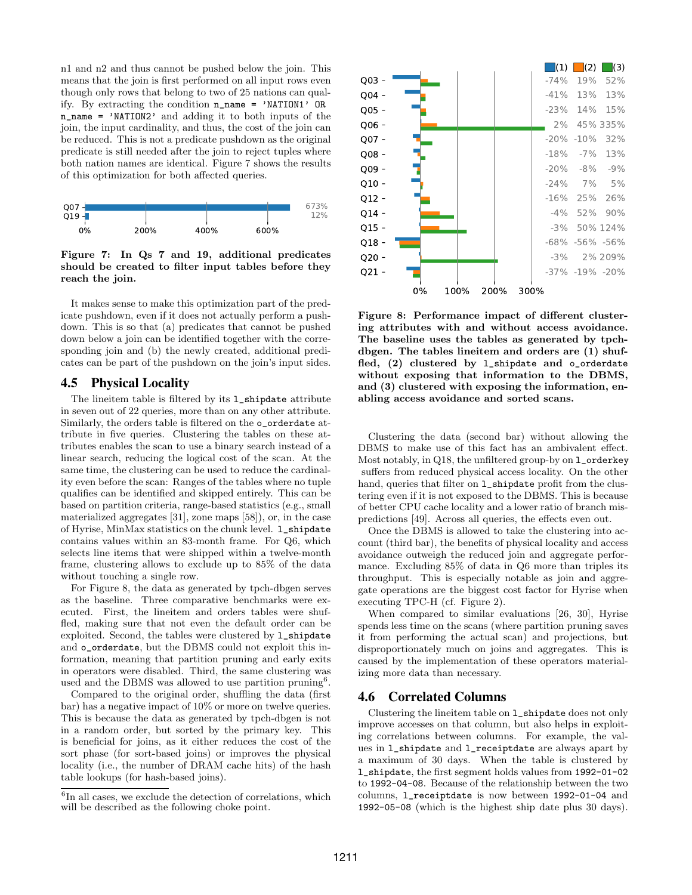n1 and n2 and thus cannot be pushed below the join. This means that the join is first performed on all input rows even though only rows that belong to two of 25 nations can qualify. By extracting the condition `n_name = 'NATION1' OR n_name = 'NATION2'` and adding it to both inputs of the join, the input cardinality, and thus, the cost of the join can be reduced. This is not a predicate pushdown as the original predicate is still needed after the join to reject tuples where both nation names are identical. Figure 7 shows the results of this optimization for both affected queries.

| Query | Improvement |
|---|---|
| Q07 | 673% |
| Q19 | 12% |

**Figure 7: In Qs 7 and 19, additional predicates should be created to filter input tables before they reach the join.**

It makes sense to make this optimization part of the predicate pushdown, even if it does not actually perform a pushdown. This is so that (a) predicates that cannot be pushed down below a join can be identified together with the corresponding join and (b) the newly created, additional predicates can be part of the pushdown on the join's input sides.

## 4.5 Physical Locality

The lineitem table is filtered by its `l_shipdate` attribute in seven out of 22 queries, more than on any other attribute. Similarly, the orders table is filtered on the `o_orderdate` attribute in five queries. Clustering the tables on these attributes enables the scan to use a binary search instead of a linear search, reducing the logical cost of the scan. At the same time, the clustering can be used to reduce the cardinality even before the scan: Ranges of the tables where no tuple qualifies can be identified and skipped entirely. This can be based on partition criteria, range-based statistics (e.g., small materialized aggregates [31], zone maps [58]), or, in the case of Hyrise, MinMax statistics on the chunk level. `l_shipdate` contains values within an 83-month frame. For Q6, which selects line items that were shipped within a twelve-month frame, clustering allows to exclude up to 85% of the data without touching a single row.

For Figure 8, the data as generated by tpch-dbgen serves as the baseline. Three comparative benchmarks were executed. First, the lineitem and orders tables were shuffled, making sure that not even the default order can be exploited. Second, the tables were clustered by `l_shipdate` and `o_orderdate`, but the DBMS could not exploit this information, meaning that partition pruning and early exits in operators were disabled. Third, the same clustering was used and the DBMS was allowed to use partition pruning[6].

Compared to the original order, shuffling the data (first bar) has a negative impact of 10% or more on twelve queries. This is because the data as generated by tpch-dbgen is not in a random order, but sorted by the primary key. This is beneficial for joins, as it either reduces the cost of the sort phase (for sort-based joins) or improves the physical locality (i.e., the number of DRAM cache hits) of the hash table lookups (for hash-based joins).

[6] In all cases, we exclude the detection of correlations, which will be described as the following choke point.

| Query | (1) | (2) | (3) |
|---|---|---|---|
| Q03 | -74% | 19% | 52% |
| Q04 | -41% | 13% | 13% |
| Q05 | -23% | 14% | 15% |
| Q06 | 2% | 45% | 335% |
| Q07 | -20% | -10% | 32% |
| Q08 | -18% | -7% | 13% |
| Q09 | -20% | -8% | -9% |
| Q10 | -24% | 7% | 5% |
| Q12 | -16% | 25% | 26% |
| Q14 | -4% | 52% | 90% |
| Q15 | -3% | 50% | 124% |
| Q18 | -68% | -56% | -56% |
| Q20 | -3% | 2% | 209% |
| Q21 | -37% | -19% | -20% |

**Figure 8: Performance impact of different clustering attributes with and without access avoidance. The baseline uses the tables as generated by tpch-dbgen. The tables lineitem and orders are (1) shuffled, (2) clustered by `l_shipdate` and `o_orderdate` without exposing that information to the DBMS, and (3) clustered with exposing the information, enabling access avoidance and sorted scans.**

Clustering the data (second bar) without allowing the DBMS to make use of this fact has an ambivalent effect. Most notably, in Q18, the unfiltered group-by on `l_orderkey` suffers from reduced physical access locality. On the other hand, queries that filter on `l_shipdate` profit from the clustering even if it is not exposed to the DBMS. This is because of better CPU cache locality and a lower ratio of branch mispredictions [49]. Across all queries, the effects even out.

Once the DBMS is allowed to take the clustering into account (third bar), the benefits of physical locality and access avoidance outweigh the reduced join and aggregate performance. Excluding 85% of data in Q6 more than triples its throughput. This is especially notable as join and aggregate operations are the biggest cost factor for Hyrise when executing TPC-H (cf. Figure 2).

When compared to similar evaluations [26, 30], Hyrise spends less time on the scans (where partition pruning saves it from performing the actual scan) and projections, but disproportionately much on joins and aggregates. This is caused by the implementation of these operators materializing more data than necessary.

## 4.6 Correlated Columns

Clustering the lineitem table on `l_shipdate` does not only improve accesses on that column, but also helps in exploiting correlations between columns. For example, the values in `l_shipdate` and `l_receiptdate` are always apart by a maximum of 30 days. When the table is clustered by `l_shipdate`, the first segment holds values from `1992-01-02` to `1992-04-08`. Because of the relationship between the two columns, `l_receiptdate` is now between `1992-01-04` and `1992-05-08` (which is the highest ship date plus 30 days).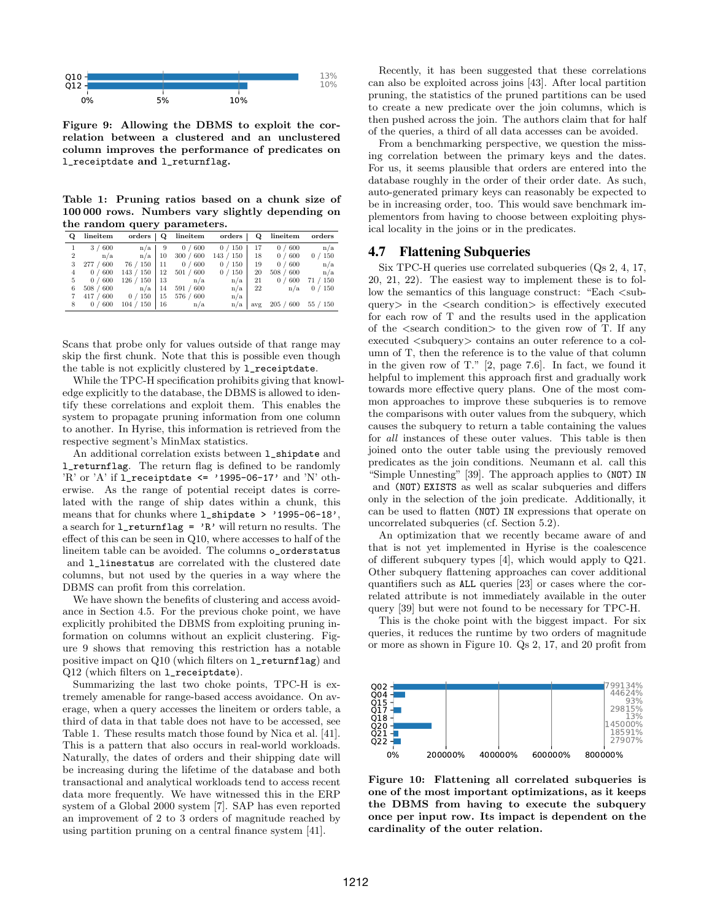Q10: 13%
Q12: 10%

**Figure 9: Allowing the DBMS to exploit the correlation between a clustered and an unclustered column improves the performance of predicates on l_receiptdate and l_returnflag.**

**Table 1: Pruning ratios based on a chunk size of 100 000 rows. Numbers vary slightly depending on the random query parameters.**

| Q | lineitem | orders | Q | lineitem | orders | Q | lineitem | orders |
|---|---|---|---|---|---|---|---|---|
| 1 | 3 / 600 | n/a | 9 | 0 / 600 | 0 / 150 | 17 | 0 / 600 | n/a |
| 2 | n/a | n/a | 10 | 300 / 600 | 143 / 150 | 18 | 0 / 600 | 0 / 150 |
| 3 | 277 / 600 | 76 / 150 | 11 | 0 / 600 | 0 / 150 | 19 | 0 / 600 | n/a |
| 4 | 0 / 600 | 143 / 150 | 12 | 501 / 600 | 0 / 150 | 20 | 508 / 600 | n/a |
| 5 | 0 / 600 | 126 / 150 | 13 | n/a | n/a | 21 | 0 / 600 | 71 / 150 |
| 6 | 508 / 600 | n/a | 14 | 591 / 600 | n/a | 22 | n/a | 0 / 150 |
| 7 | 417 / 600 | 0 / 150 | 15 | 576 / 600 | n/a | | | |
| 8 | 0 / 600 | 104 / 150 | 16 | n/a | n/a | avg | 205 / 600 | 55 / 150 |

Scans that probe only for values outside of that range may skip the first chunk. Note that this is possible even though the table is not explicitly clustered by l_receiptdate.

While the TPC-H specification prohibits giving that knowledge explicitly to the database, the DBMS is allowed to identify these correlations and exploit them. This enables the system to propagate pruning information from one column to another. In Hyrise, this information is retrieved from the respective segment's MinMax statistics.

An additional correlation exists between l_shipdate and l_returnflag. The return flag is defined to be randomly 'R' or 'A' if l_receiptdate <= '1995-06-17' and 'N' otherwise. As the range of potential receipt dates is correlated with the range of ship dates within a chunk, this means that for chunks where l_shipdate > '1995-06-18', a search for l_returnflag = 'R' will return no results. The effect of this can be seen in Q10, where accesses to half of the lineitem table can be avoided. The columns o_orderstatus and l_linestatus are correlated with the clustered date columns, but not used by the queries in a way where the DBMS can profit from this correlation.

We have shown the benefits of clustering and access avoidance in Section 4.5. For the previous choke point, we have explicitly prohibited the DBMS from exploiting pruning information on columns without an explicit clustering. Figure 9 shows that removing this restriction has a notable positive impact on Q10 (which filters on l_returnflag) and Q12 (which filters on l_receiptdate).

Summarizing the last two choke points, TPC-H is extremely amenable for range-based access avoidance. On average, when a query accesses the lineitem or orders table, a third of data in that table does not have to be accessed, see Table 1. These results match those found by Nica et al. [41]. This is a pattern that also occurs in real-world workloads. Naturally, the dates of orders and their shipping date will be increasing during the lifetime of the database and both transactional and analytical workloads tend to access recent data more frequently. We have witnessed this in the ERP system of a Global 2000 system [7]. SAP has even reported an improvement of 2 to 3 orders of magnitude reached by using partition pruning on a central finance system [41].

Recently, it has been suggested that these correlations can also be exploited across joins [43]. After local partition pruning, the statistics of the pruned partitions can be used to create a new predicate over the join columns, which is then pushed across the join. The authors claim that for half of the queries, a third of all data accesses can be avoided.

From a benchmarking perspective, we question the missing correlation between the primary keys and the dates. For us, it seems plausible that orders are entered into the database roughly in the order of their order date. As such, auto-generated primary keys can reasonably be expected to be in increasing order, too. This would save benchmark implementors from having to choose between exploiting physical locality in the joins or in the predicates.

## 4.7 Flattening Subqueries

Six TPC-H queries use correlated subqueries (Qs 2, 4, 17, 20, 21, 22). The easiest way to implement these is to follow the semantics of this language construct: "Each <subquery> in the <search condition> is effectively executed for each row of T and the results used in the application of the <search condition> to the given row of T. If any executed <subquery> contains an outer reference to a column of T, then the reference is to the value of that column in the given row of T." [2, page 7.6]. In fact, we found it helpful to implement this approach first and gradually work towards more effective query plans. One of the most common approaches to improve these subqueries is to remove the comparisons with outer values from the subquery, which causes the subquery to return a table containing the values for *all* instances of these outer values. This table is then joined onto the outer table using the previously removed predicates as the join conditions. Neumann et al. call this "Simple Unnesting" [39]. The approach applies to (NOT) IN and (NOT) EXISTS as well as scalar subqueries and differs only in the selection of the join predicate. Additionally, it can be used to flatten (NOT) IN expressions that operate on uncorrelated subqueries (cf. Section 5.2).

An optimization that we recently became aware of and that is not yet implemented in Hyrise is the coalescence of different subquery types [4], which would apply to Q21. Other subquery flattening approaches can cover additional quantifiers such as ALL queries [23] or cases where the correlated attribute is not immediately available in the outer query [39] but were not found to be necessary for TPC-H.

This is the choke point with the biggest impact. For six queries, it reduces the runtime by two orders of magnitude or more as shown in Figure 10. Qs 2, 17, and 20 profit from

Q02: 799134%
Q04: 44624%
Q15: 93%
Q17: 29815%
Q18: 13%
Q20: 145000%
Q21: 18591%
Q22: 27907%

**Figure 10: Flattening all correlated subqueries is one of the most important optimizations, as it keeps the DBMS from having to execute the subquery once per input row. Its impact is dependent on the cardinality of the outer relation.**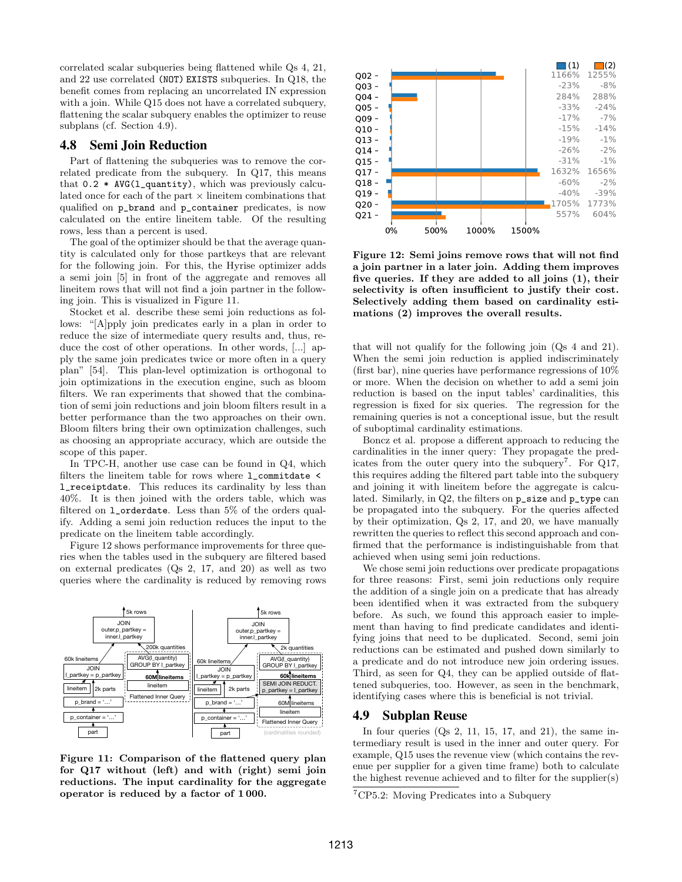correlated scalar subqueries being flattened while Qs 4, 21, and 22 use correlated (NOT) EXISTS subqueries. In Q18, the benefit comes from replacing an uncorrelated IN expression with a join. While Q15 does not have a correlated subquery, flattening the scalar subquery enables the optimizer to reuse subplans (cf. Section 4.9).

## 4.8 Semi Join Reduction

Part of flattening the subqueries was to remove the correlated predicate from the subquery. In Q17, this means that `0.2 * AVG(l_quantity)`, which was previously calculated once for each of the part × lineitem combinations that qualified on `p_brand` and `p_container` predicates, is now calculated on the entire lineitem table. Of the resulting rows, less than a percent is used.

The goal of the optimizer should be that the average quantity is calculated only for those partkeys that are relevant for the following join. For this, the Hyrise optimizer adds a semi join [5] in front of the aggregate and removes all lineitem rows that will not find a join partner in the following join. This is visualized in Figure 11.

Stocket et al. describe these semi join reductions as follows: "[A]pply join predicates early in a plan in order to reduce the size of intermediate query results and, thus, reduce the cost of other operations. In other words, [...] apply the same join predicates twice or more often in a query plan" [54]. This plan-level optimization is orthogonal to join optimizations in the execution engine, such as bloom filters. We ran experiments that showed that the combination of semi join reductions and join bloom filters result in a better performance than the two approaches on their own. Bloom filters bring their own optimization challenges, such as choosing an appropriate accuracy, which are outside the scope of this paper.

In TPC-H, another use case can be found in Q4, which filters the lineitem table for rows where `l_commitdate < l_receiptdate`. This reduces its cardinality by less than 40%. It is then joined with the orders table, which was filtered on `l_orderdate`. Less than 5% of the orders qualify. Adding a semi join reduction reduces the input to the predicate on the lineitem table accordingly.

Figure 12 shows performance improvements for three queries when the tables used in the subquery are filtered based on external predicates (Qs 2, 17, and 20) as well as two queries where the cardinality is reduced by removing rows that will not qualify for the following join (Qs 4 and 21). When the semi join reduction is applied indiscriminately (first bar), nine queries have performance regressions of 10% or more. When the decision on whether to add a semi join reduction is based on the input tables' cardinalities, this regression is fixed for six queries. The regression for the remaining queries is not a conceptional issue, but the result of suboptimal cardinality estimations.

**Figure 11: Comparison of the flattened query plan for Q17 without (left) and with (right) semi join reductions. The input cardinality for the aggregate operator is reduced by a factor of 1 000.**

| Query | (1) | (2) |
|---|---|---|
| Q02 | 1166% | 1255% |
| Q03 | -23% | -8% |
| Q04 | 284% | 288% |
| Q05 | -33% | -24% |
| Q09 | -17% | -7% |
| Q10 | -15% | -14% |
| Q13 | -19% | -1% |
| Q14 | -26% | -2% |
| Q15 | -31% | -1% |
| Q17 | 1632% | 1656% |
| Q18 | -60% | -2% |
| Q19 | -40% | -39% |
| Q20 | 1705% | 1773% |
| Q21 | 557% | 604% |

**Figure 12: Semi joins remove rows that will not find a join partner in a later join. Adding them improves five queries. If they are added to all joins (1), their selectivity is often insufficient to justify their cost. Selectively adding them based on cardinality estimations (2) improves the overall results.**

Boncz et al. propose a different approach to reducing the cardinalities in the inner query: They propagate the predicates from the outer query into the subquery[7]. For Q17, this requires adding the filtered part table into the subquery and joining it with lineitem before the aggregate is calculated. Similarly, in Q2, the filters on `p_size` and `p_type` can be propagated into the subquery. For the queries affected by their optimization, Qs 2, 17, and 20, we have manually rewritten the queries to reflect this second approach and confirmed that the performance is indistinguishable from that achieved when using semi join reductions.

We chose semi join reductions over predicate propagations for three reasons: First, semi join reductions only require the addition of a single join on a predicate that has already been identified when it was extracted from the subquery before. As such, we found this approach easier to implement than having to find predicate candidates and identifying joins that need to be duplicated. Second, semi join reductions can be estimated and pushed down similarly to a predicate and do not introduce new join ordering issues. Third, as seen for Q4, they can be applied outside of flattened subqueries, too. However, as seen in the benchmark, identifying cases where this is beneficial is not trivial.

## 4.9 Subplan Reuse

In four queries (Qs 2, 11, 15, 17, and 21), the same intermediary result is used in the inner and outer query. For example, Q15 uses the revenue view (which contains the revenue per supplier for a given time frame) both to calculate the highest revenue achieved and to filter for the supplier(s)

[7] CP5.2: Moving Predicates into a Subquery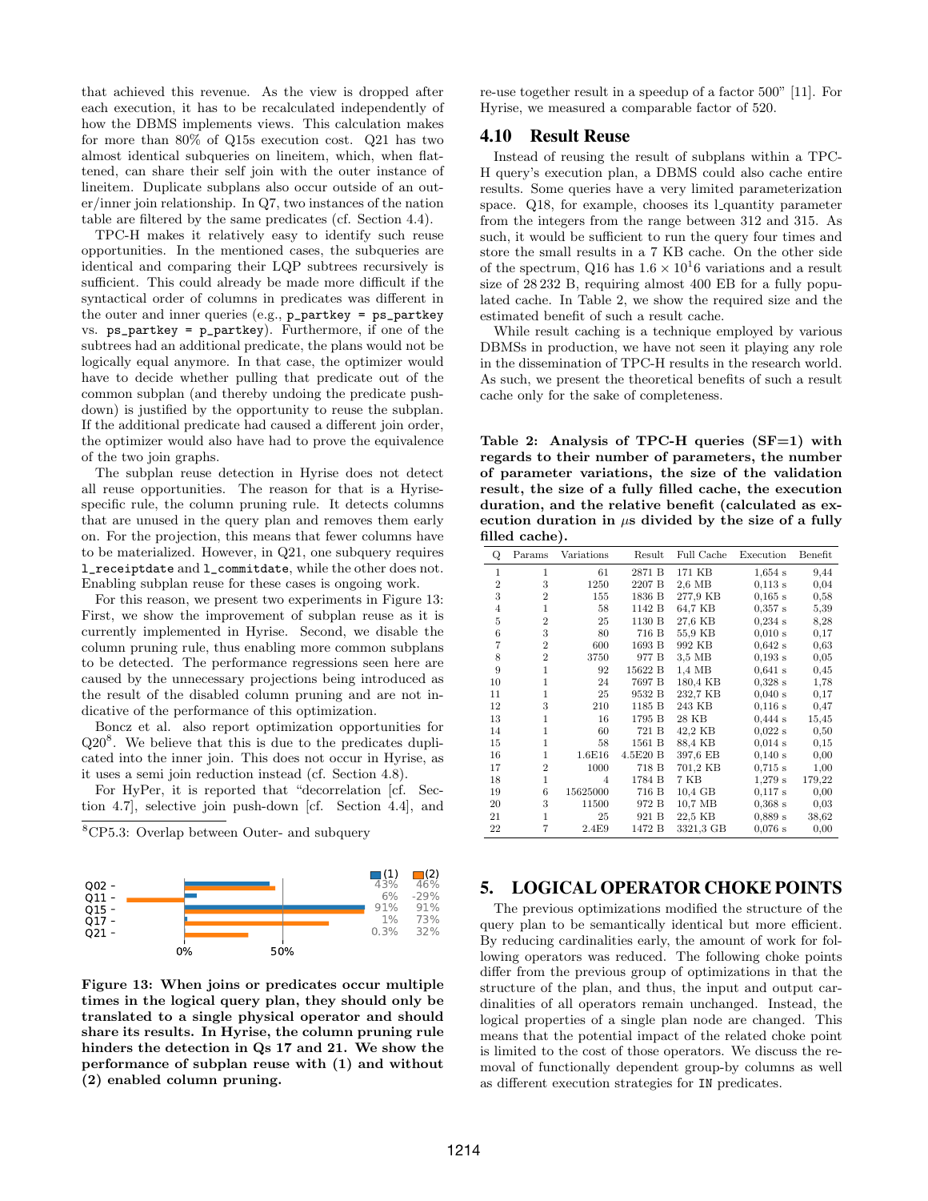that achieved this revenue. As the view is dropped after each execution, it has to be recalculated independently of how the DBMS implements views. This calculation makes for more than 80% of Q15s execution cost. Q21 has two almost identical subqueries on lineitem, which, when flattened, can share their self join with the outer instance of lineitem. Duplicate subplans also occur outside of an outer/inner join relationship. In Q7, two instances of the nation table are filtered by the same predicates (cf. Section 4.4).

TPC-H makes it relatively easy to identify such reuse opportunities. In the mentioned cases, the subqueries are identical and comparing their LQP subtrees recursively is sufficient. This could already be made more difficult if the syntactical order of columns in predicates was different in the outer and inner queries (e.g., `p_partkey = ps_partkey` vs. `ps_partkey = p_partkey`). Furthermore, if one of the subtrees had an additional predicate, the plans would not be logically equal anymore. In that case, the optimizer would have to decide whether pulling that predicate out of the common subplan (and thereby undoing the predicate pushdown) is justified by the opportunity to reuse the subplan. If the additional predicate had caused a different join order, the optimizer would also have had to prove the equivalence of the two join graphs.

The subplan reuse detection in Hyrise does not detect all reuse opportunities. The reason for that is a Hyrise-specific rule, the column pruning rule. It detects columns that are unused in the query plan and removes them early on. For the projection, this means that fewer columns have to be materialized. However, in Q21, one subquery requires `l_receiptdate` and `l_commitdate`, while the other does not. Enabling subplan reuse for these cases is ongoing work.

For this reason, we present two experiments in Figure 13: First, we show the improvement of subplan reuse as it is currently implemented in Hyrise. Second, we disable the column pruning rule, thus enabling more common subplans to be detected. The performance regressions seen here are caused by the unnecessary projections being introduced as the result of the disabled column pruning and are not indicative of the performance of this optimization.

Boncz et al. also report optimization opportunities for Q20[8]. We believe that this is due to the predicates duplicated into the inner join. This does not occur in Hyrise, as it uses a semi join reduction instead (cf. Section 4.8).

For HyPer, it is reported that "decorrelation [cf. Section 4.7], selective join push-down [cf. Section 4.4], and re-use together result in a speedup of a factor 500" [11]. For Hyrise, we measured a comparable factor of 520.

[8] CP5.3: Overlap between Outer- and subquery

| Query | (1) | (2) |
|---|---|---|
| Q02 | 43% | 46% |
| Q11 | 6% | -29% |
| Q15 | 91% | 91% |
| Q17 | 1% | 73% |
| Q21 | 0.3% | 32% |

**Figure 13: When joins or predicates occur multiple times in the logical query plan, they should only be translated to a single physical operator and should share its results. In Hyrise, the column pruning rule hinders the detection in Qs 17 and 21. We show the performance of subplan reuse with (1) and without (2) enabled column pruning.**

## 4.10 Result Reuse

Instead of reusing the result of subplans within a TPC-H query's execution plan, a DBMS could also cache entire results. Some queries have a very limited parameterization space. Q18, for example, chooses its l_quantity parameter from the integers from the range between 312 and 315. As such, it would be sufficient to run the query four times and store the small results in a 7 KB cache. On the other side of the spectrum, Q16 has $1.6 \times 10^16$ variations and a result size of 28 232 B, requiring almost 400 EB for a fully populated cache. In Table 2, we show the required size and the estimated benefit of such a result cache.

While result caching is a technique employed by various DBMSs in production, we have not seen it playing any role in the dissemination of TPC-H results in the research world. As such, we present the theoretical benefits of such a result cache only for the sake of completeness.

**Table 2: Analysis of TPC-H queries (SF=1) with regards to their number of parameters, the number of parameter variations, the size of the validation result, the size of a fully filled cache, the execution duration, and the relative benefit (calculated as execution duration in $\mu$s divided by the size of a fully filled cache).**

| Q | Params | Variations | Result | Full Cache | Execution | Benefit |
|---|---|---|---|---|---|---|
| 1 | 1 | 61 | 2871 B | 171 KB | 1,654 s | 9,44 |
| 2 | 3 | 1250 | 2207 B | 2,6 MB | 0,113 s | 0,04 |
| 3 | 2 | 155 | 1836 B | 277,9 KB | 0,165 s | 0,58 |
| 4 | 1 | 58 | 1142 B | 64,7 KB | 0,357 s | 5,39 |
| 5 | 2 | 25 | 1130 B | 27,6 KB | 0,234 s | 8,28 |
| 6 | 3 | 80 | 716 B | 55,9 KB | 0,010 s | 0,17 |
| 7 | 2 | 600 | 1693 B | 992 KB | 0,642 s | 0,63 |
| 8 | 2 | 3750 | 977 B | 3,5 MB | 0,193 s | 0,05 |
| 9 | 1 | 92 | 15622 B | 1,4 MB | 0,641 s | 0,45 |
| 10 | 1 | 24 | 7697 B | 180,4 KB | 0,328 s | 1,78 |
| 11 | 1 | 25 | 9532 B | 232,7 KB | 0,040 s | 0,17 |
| 12 | 3 | 210 | 1185 B | 243 KB | 0,116 s | 0,47 |
| 13 | 1 | 16 | 1795 B | 28 KB | 0,444 s | 15,45 |
| 14 | 1 | 60 | 721 B | 42,2 KB | 0,022 s | 0,50 |
| 15 | 1 | 58 | 1561 B | 88,4 KB | 0,014 s | 0,15 |
| 16 | 1 | 1.6E16 | 4.5E20 B | 397,6 EB | 0,140 s | 0,00 |
| 17 | 2 | 1000 | 718 B | 701,2 KB | 0,715 s | 1,00 |
| 18 | 1 | 4 | 1784 B | 7 KB | 1,279 s | 179,22 |
| 19 | 6 | 15625000 | 716 B | 10,4 GB | 0,117 s | 0,00 |
| 20 | 3 | 11500 | 972 B | 10,7 MB | 0,368 s | 0,03 |
| 21 | 1 | 25 | 921 B | 22,5 KB | 0,889 s | 38,62 |
| 22 | 7 | 2.4E9 | 1472 B | 3321,3 GB | 0,076 s | 0,00 |

# 5. LOGICAL OPERATOR CHOKE POINTS

The previous optimizations modified the structure of the query plan to be semantically identical but more efficient. By reducing cardinalities early, the amount of work for following operators was reduced. The following choke points differ from the previous group of optimizations in that the structure of the plan, and thus, the input and output cardinalities of all operators remain unchanged. Instead, the logical properties of a single plan node are changed. This means that the potential impact of the related choke point is limited to the cost of those operators. We discuss the removal of functionally dependent group-by columns as well as different execution strategies for `IN` predicates.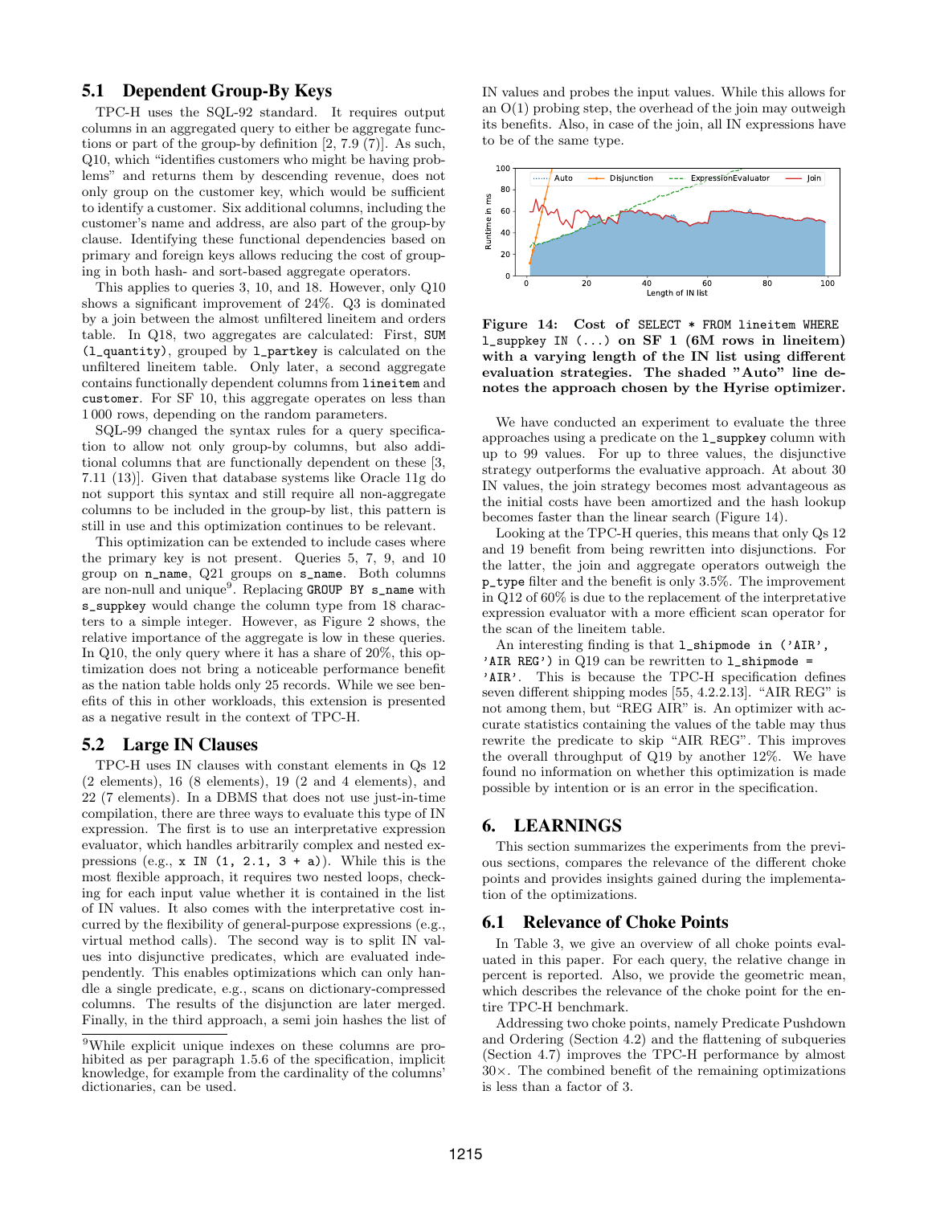### 5.1 Dependent Group-By Keys

TPC-H uses the SQL-92 standard. It requires output columns in an aggregated query to either be aggregate functions or part of the group-by definition [2, 7.9 (7)]. As such, Q10, which "identifies customers who might be having problems" and returns them by descending revenue, does not only group on the customer key, which would be sufficient to identify a customer. Six additional columns, including the customer's name and address, are also part of the group-by clause. Identifying these functional dependencies based on primary and foreign keys allows reducing the cost of grouping in both hash- and sort-based aggregate operators.

This applies to queries 3, 10, and 18. However, only Q10 shows a significant improvement of 24%. Q3 is dominated by a join between the almost unfiltered lineitem and orders table. In Q18, two aggregates are calculated: First, `SUM (l_quantity)`, grouped by `l_partkey` is calculated on the unfiltered lineitem table. Only later, a second aggregate contains functionally dependent columns from `lineitem` and `customer`. For SF 10, this aggregate operates on less than 1 000 rows, depending on the random parameters.

SQL-99 changed the syntax rules for a query specification to allow not only group-by columns, but also additional columns that are functionally dependent on these [3, 7.11 (13)]. Given that database systems like Oracle 11g do not support this syntax and still require all non-aggregate columns to be included in the group-by list, this pattern is still in use and this optimization continues to be relevant.

This optimization can be extended to include cases where the primary key is not present. Queries 5, 7, 9, and 10 group on `n_name`, Q21 groups on `s_name`. Both columns are non-null and unique[9]. Replacing `GROUP BY s_name` with `s_suppkey` would change the column type from 18 characters to a simple integer. However, as Figure 2 shows, the relative importance of the aggregate is low in these queries. In Q10, the only query where it has a share of 20%, this optimization does not bring a noticeable performance benefit as the nation table holds only 25 records. While we see benefits of this in other workloads, this extension is presented as a negative result in the context of TPC-H.

### 5.2 Large IN Clauses

TPC-H uses IN clauses with constant elements in Qs 12 (2 elements), 16 (8 elements), 19 (2 and 4 elements), and 22 (7 elements). In a DBMS that does not use just-in-time compilation, there are three ways to evaluate this type of IN expression. The first is to use an interpretative expression evaluator, which handles arbitrarily complex and nested expressions (e.g., `x IN (1, 2.1, 3 + a)`). While this is the most flexible approach, it requires two nested loops, checking for each input value whether it is contained in the list of IN values. It also comes with the interpretative cost incurred by the flexibility of general-purpose expressions (e.g., virtual method calls). The second way is to split IN values into disjunctive predicates, which are evaluated independently. This enables optimizations which can only handle a single predicate, e.g., scans on dictionary-compressed columns. The results of the disjunction are later merged. Finally, in the third approach, a semi join hashes the list of IN values and probes the input values. While this allows for an O(1) probing step, the overhead of the join may outweigh its benefits. Also, in case of the join, all IN expressions have to be of the same type.

[9] While explicit unique indexes on these columns are prohibited as per paragraph 1.5.6 of the specification, implicit knowledge, for example from the cardinality of the columns' dictionaries, can be used.

**Figure 14: Cost of `SELECT * FROM lineitem WHERE l_suppkey IN (...)` on SF 1 (6M rows in lineitem) with a varying length of the IN list using different evaluation strategies. The shaded "Auto" line denotes the approach chosen by the Hyrise optimizer.**

We have conducted an experiment to evaluate the three approaches using a predicate on the `l_suppkey` column with up to 99 values. For up to three values, the disjunctive strategy outperforms the evaluative approach. At about 30 IN values, the join strategy becomes most advantageous as the initial costs have been amortized and the hash lookup becomes faster than the linear search (Figure 14).

Looking at the TPC-H queries, this means that only Qs 12 and 19 benefit from being rewritten into disjunctions. For the latter, the join and aggregate operators outweigh the `p_type` filter and the benefit is only 3.5%. The improvement in Q12 of 60% is due to the replacement of the interpretative expression evaluator with a more efficient scan operator for the scan of the lineitem table.

An interesting finding is that `l_shipmode in ('AIR', 'AIR REG')` in Q19 can be rewritten to `l_shipmode = 'AIR'`. This is because the TPC-H specification defines seven different shipping modes [55, 4.2.2.13]. "AIR REG" is not among them, but "REG AIR" is. An optimizer with accurate statistics containing the values of the table may thus rewrite the predicate to skip "AIR REG". This improves the overall throughput of Q19 by another 12%. We have found no information on whether this optimization is made possible by intention or is an error in the specification.

## 6. LEARNINGS

This section summarizes the experiments from the previous sections, compares the relevance of the different choke points and provides insights gained during the implementation of the optimizations.

### 6.1 Relevance of Choke Points

In Table 3, we give an overview of all choke points evaluated in this paper. For each query, the relative change in percent is reported. Also, we provide the geometric mean, which describes the relevance of the choke point for the entire TPC-H benchmark.

Addressing two choke points, namely Predicate Pushdown and Ordering (Section 4.2) and the flattening of subqueries (Section 4.7) improves the TPC-H performance by almost 30×. The combined benefit of the remaining optimizations is less than a factor of 3.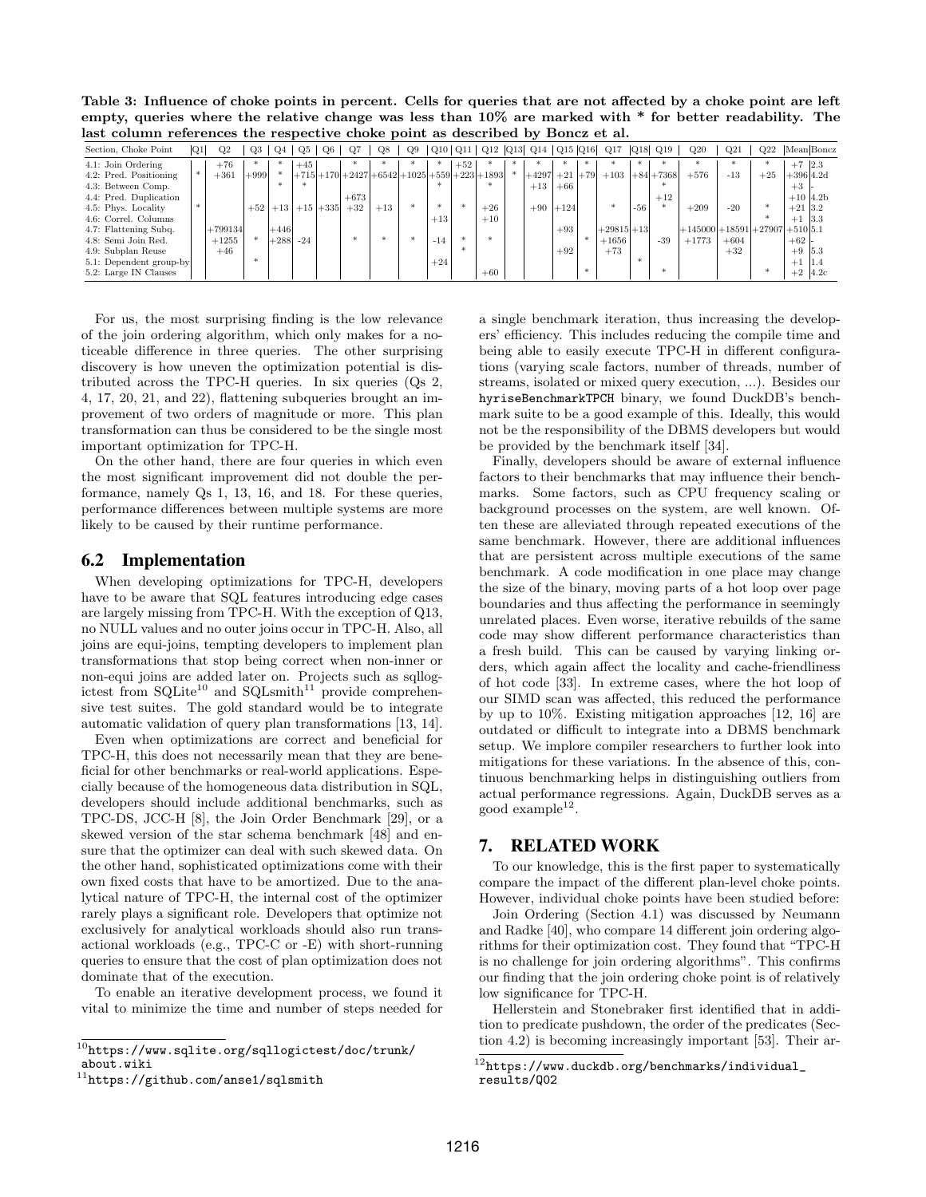**Table 3: Influence of choke points in percent. Cells for queries that are not affected by a choke point are left empty, queries where the relative change was less than 10% are marked with * for better readability. The last column references the respective choke point as described by Boncz et al.**

| Section, Choke Point | Q1 | Q2 | Q3 | Q4 | Q5 | Q6 | Q7 | Q8 | Q9 | Q10 | Q11 | Q12 | Q13 | Q14 | Q15 | Q16 | Q17 | Q18 | Q19 | Q20 | Q21 | Q22 | Mean | Boncz |
|---|---|---|---|---|---|---|---|---|---|---|---|---|---|---|---|---|---|---|---|---|---|---|---|---|
| 4.1: Join Ordering | | +76 | * | * | +45 | | * | * | * | * | +52 | * | * | * | * | * | * | * | * | * | * | * | +7 | 2.3 |
| 4.2: Pred. Positioning | * | +361 | +999 | * | +715 | +170 | +2427 | +6542 | +1025 | +559 | +223 | +1893 | * | +4297 | +21 | +79 | +103 | +84 | +7368 | +576 | -13 | +25 | +396 | 4.2d |
| 4.3: Between Comp. | | | | * | * | | | | | * | | * | | +13 | +66 | | | | * | | | | +3 | - |
| 4.4: Pred. Duplication | | | | | | | +673 | | | | | | | | | | | | +12 | | | | +10 | 4.2b |
| 4.5: Phys. Locality | * | | +52 | +13 | +15 | +335 | +32 | +13 | * | * | * | +26 | | +90 | +124 | | * | -56 | * | +209 | -20 | * | +21 | 3.2 |
| 4.6: Correl. Columns | | | | | | | | | | +13 | | +10 | | | | | | | | | | * | +1 | 3.3 |
| 4.7: Flattening Subq. | | +799134 | | +446 | | | | | | | | | | | +93 | | +29815 | +13 | | +145000 | +18591 | +27907 | +510 | 5.1 |
| 4.8: Semi Join Red. | | +1255 | * | +288 | -24 | | * | * | * | -14 | * | * | | | | * | +1656 | | -39 | +1773 | +604 | | +62 | - |
| 4.9: Subplan Reuse | | +46 | | | | | | | | | * | | | | +92 | | +73 | | | | +32 | | +9 | 5.3 |
| 5.1: Dependent group-by | | | * | | | | | | | +24 | | | | | | | | * | | | | | +1 | 1.4 |
| 5.2: Large IN Clauses | | | | | | | | | | | | +60 | | | | * | | | * | | | * | +2 | 4.2c |

For us, the most surprising finding is the low relevance of the join ordering algorithm, which only makes for a noticeable difference in three queries. The other surprising discovery is how uneven the optimization potential is distributed across the TPC-H queries. In six queries (Qs 2, 4, 17, 20, 21, and 22), flattening subqueries brought an improvement of two orders of magnitude or more. This plan transformation can thus be considered to be the single most important optimization for TPC-H.

On the other hand, there are four queries in which even the most significant improvement did not double the performance, namely Qs 1, 13, 16, and 18. For these queries, performance differences between multiple systems are more likely to be caused by their runtime performance.

## 6.2 Implementation

When developing optimizations for TPC-H, developers have to be aware that SQL features introducing edge cases are largely missing from TPC-H. With the exception of Q13, no NULL values and no outer joins occur in TPC-H. Also, all joins are equi-joins, tempting developers to implement plan transformations that stop being correct when non-inner or non-equi joins are added later on. Projects such as sqllogictest from SQLite[10] and SQLsmith[11] provide comprehensive test suites. The gold standard would be to integrate automatic validation of query plan transformations [13, 14].

Even when optimizations are correct and beneficial for TPC-H, this does not necessarily mean that they are beneficial for other benchmarks or real-world applications. Especially because of the homogeneous data distribution in SQL, developers should include additional benchmarks, such as TPC-DS, JCC-H [8], the Join Order Benchmark [29], or a skewed version of the star schema benchmark [48] and ensure that the optimizer can deal with such skewed data. On the other hand, sophisticated optimizations come with their own fixed costs that have to be amortized. Due to the analytical nature of TPC-H, the internal cost of the optimizer rarely plays a significant role. Developers that optimize not exclusively for analytical workloads should also run transactional workloads (e.g., TPC-C or -E) with short-running queries to ensure that the cost of plan optimization does not dominate that of the execution.

To enable an iterative development process, we found it vital to minimize the time and number of steps needed for a single benchmark iteration, thus increasing the developers' efficiency. This includes reducing the compile time and being able to easily execute TPC-H in different configurations (varying scale factors, number of threads, number of streams, isolated or mixed query execution, ...). Besides our `hyriseBenchmarkTPCH` binary, we found DuckDB's benchmark suite to be a good example of this. Ideally, this would not be the responsibility of the DBMS developers but would be provided by the benchmark itself [34].

Finally, developers should be aware of external influence factors to their benchmarks that may influence their benchmarks. Some factors, such as CPU frequency scaling or background processes on the system, are well known. Often these are alleviated through repeated executions of the same benchmark. However, there are additional influences that are persistent across multiple executions of the same benchmark. A code modification in one place may change the size of the binary, moving parts of a hot loop over page boundaries and thus affecting the performance in seemingly unrelated places. Even worse, iterative rebuilds of the same code may show different performance characteristics than a fresh build. This can be caused by varying linking orders, which again affect the locality and cache-friendliness of hot code [33]. In extreme cases, where the hot loop of our SIMD scan was affected, this reduced the performance by up to 10%. Existing mitigation approaches [12, 16] are outdated or difficult to integrate into a DBMS benchmark setup. We implore compiler researchers to further look into mitigations for these variations. In the absence of this, continuous benchmarking helps in distinguishing outliers from actual performance regressions. Again, DuckDB serves as a good example[12].

# 7. RELATED WORK

To our knowledge, this is the first paper to systematically compare the impact of the different plan-level choke points. However, individual choke points have been studied before:

Join Ordering (Section 4.1) was discussed by Neumann and Radke [40], who compare 14 different join ordering algorithms for their optimization cost. They found that "TPC-H is no challenge for join ordering algorithms". This confirms our finding that the join ordering choke point is of relatively low significance for TPC-H.

Hellerstein and Stonebraker first identified that in addition to predicate pushdown, the order of the predicates (Section 4.2) is becoming increasingly important [53]. Their ar-

[10] https://www.sqlite.org/sqllogictest/doc/trunk/about.wiki

[11] https://github.com/anse1/sqlsmith

[12] https://www.duckdb.org/benchmarks/individual_results/Q02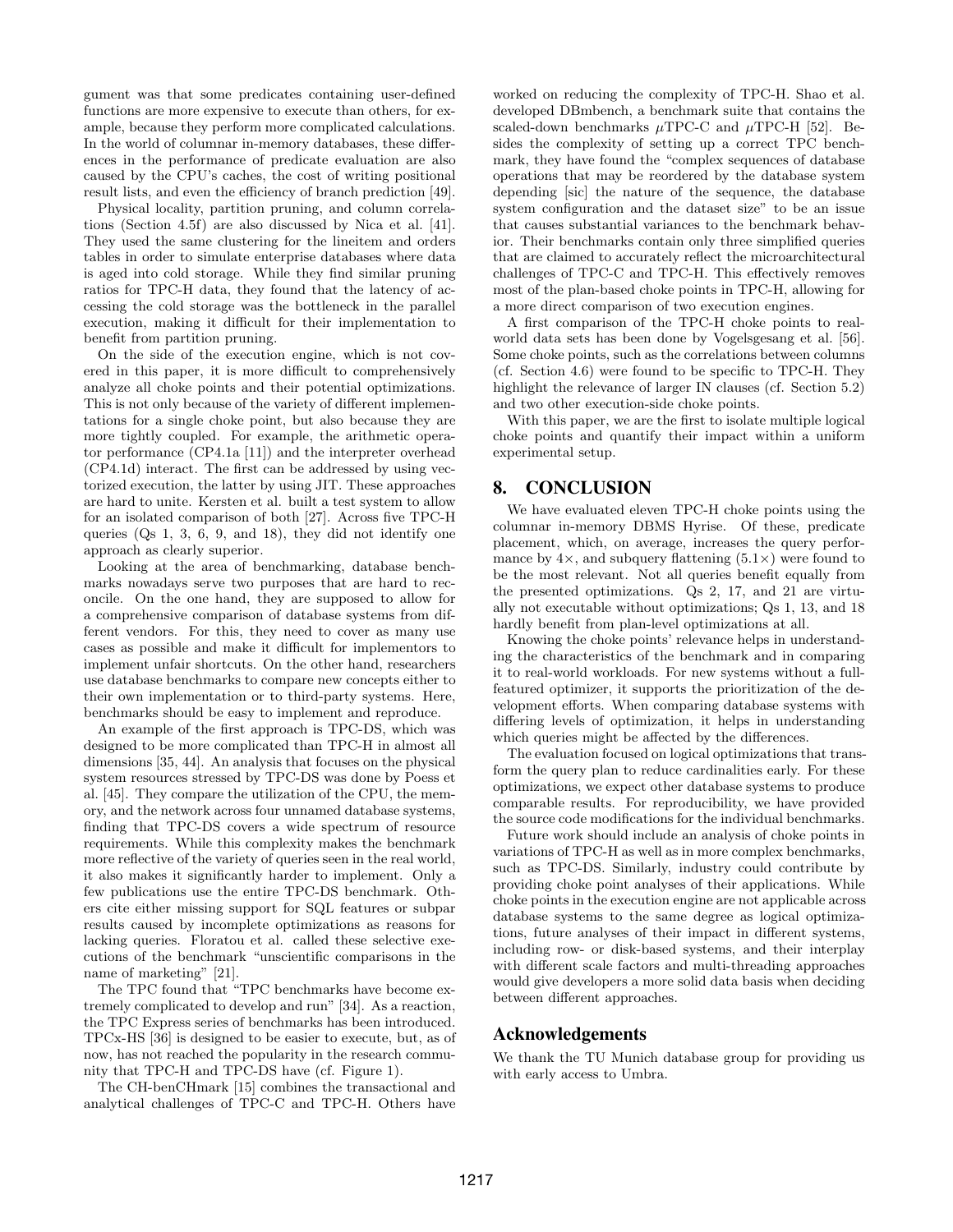gument was that some predicates containing user-defined functions are more expensive to execute than others, for example, because they perform more complicated calculations. In the world of columnar in-memory databases, these differences in the performance of predicate evaluation are also caused by the CPU's caches, the cost of writing positional result lists, and even the efficiency of branch prediction [49].

Physical locality, partition pruning, and column correlations (Section 4.5f) are also discussed by Nica et al. [41]. They used the same clustering for the lineitem and orders tables in order to simulate enterprise databases where data is aged into cold storage. While they find similar pruning ratios for TPC-H data, they found that the latency of accessing the cold storage was the bottleneck in the parallel execution, making it difficult for their implementation to benefit from partition pruning.

On the side of the execution engine, which is not covered in this paper, it is more difficult to comprehensively analyze all choke points and their potential optimizations. This is not only because of the variety of different implementations for a single choke point, but also because they are more tightly coupled. For example, the arithmetic operator performance (CP4.1a [11]) and the interpreter overhead (CP4.1d) interact. The first can be addressed by using vectorized execution, the latter by using JIT. These approaches are hard to unite. Kersten et al. built a test system to allow for an isolated comparison of both [27]. Across five TPC-H queries (Qs 1, 3, 6, 9, and 18), they did not identify one approach as clearly superior.

Looking at the area of benchmarking, database benchmarks nowadays serve two purposes that are hard to reconcile. On the one hand, they are supposed to allow for a comprehensive comparison of database systems from different vendors. For this, they need to cover as many use cases as possible and make it difficult for implementors to implement unfair shortcuts. On the other hand, researchers use database benchmarks to compare new concepts either to their own implementation or to third-party systems. Here, benchmarks should be easy to implement and reproduce.

An example of the first approach is TPC-DS, which was designed to be more complicated than TPC-H in almost all dimensions [35, 44]. An analysis that focuses on the physical system resources stressed by TPC-DS was done by Poess et al. [45]. They compare the utilization of the CPU, the memory, and the network across four unnamed database systems, finding that TPC-DS covers a wide spectrum of resource requirements. While this complexity makes the benchmark more reflective of the variety of queries seen in the real world, it also makes it significantly harder to implement. Only a few publications use the entire TPC-DS benchmark. Others cite either missing support for SQL features or subpar results caused by incomplete optimizations as reasons for lacking queries. Floratou et al. called these selective executions of the benchmark "unscientific comparisons in the name of marketing" [21].

The TPC found that "TPC benchmarks have become extremely complicated to develop and run" [34]. As a reaction, the TPC Express series of benchmarks has been introduced. TPCx-HS [36] is designed to be easier to execute, but, as of now, has not reached the popularity in the research community that TPC-H and TPC-DS have (cf. Figure 1).

The CH-benCHmark [15] combines the transactional and analytical challenges of TPC-C and TPC-H. Others have worked on reducing the complexity of TPC-H. Shao et al. developed DBmbench, a benchmark suite that contains the scaled-down benchmarks $\mu$TPC-C and $\mu$TPC-H [52]. Besides the complexity of setting up a correct TPC benchmark, they have found the "complex sequences of database operations that may be reordered by the database system depending [sic] the nature of the sequence, the database system configuration and the dataset size" to be an issue that causes substantial variances to the benchmark behavior. Their benchmarks contain only three simplified queries that are claimed to accurately reflect the microarchitectural challenges of TPC-C and TPC-H. This effectively removes most of the plan-based choke points in TPC-H, allowing for a more direct comparison of two execution engines.

A first comparison of the TPC-H choke points to real-world data sets has been done by Vogelsgesang et al. [56]. Some choke points, such as the correlations between columns (cf. Section 4.6) were found to be specific to TPC-H. They highlight the relevance of larger IN clauses (cf. Section 5.2) and two other execution-side choke points.

With this paper, we are the first to isolate multiple logical choke points and quantify their impact within a uniform experimental setup.

## 8. CONCLUSION

We have evaluated eleven TPC-H choke points using the columnar in-memory DBMS Hyrise. Of these, predicate placement, which, on average, increases the query performance by 4×, and subquery flattening (5.1×) were found to be the most relevant. Not all queries benefit equally from the presented optimizations. Qs 2, 17, and 21 are virtually not executable without optimizations; Qs 1, 13, and 18 hardly benefit from plan-level optimizations at all.

Knowing the choke points' relevance helps in understanding the characteristics of the benchmark and in comparing it to real-world workloads. For new systems without a full-featured optimizer, it supports the prioritization of the development efforts. When comparing database systems with differing levels of optimization, it helps in understanding which queries might be affected by the differences.

The evaluation focused on logical optimizations that transform the query plan to reduce cardinalities early. For these optimizations, we expect other database systems to produce comparable results. For reproducibility, we have provided the source code modifications for the individual benchmarks.

Future work should include an analysis of choke points in variations of TPC-H as well as in more complex benchmarks, such as TPC-DS. Similarly, industry could contribute by providing choke point analyses of their applications. While choke points in the execution engine are not applicable across database systems to the same degree as logical optimizations, future analyses of their impact in different systems, including row- or disk-based systems, and their interplay with different scale factors and multi-threading approaches would give developers a more solid data basis when deciding between different approaches.

## Acknowledgements

We thank the TU Munich database group for providing us with early access to Umbra.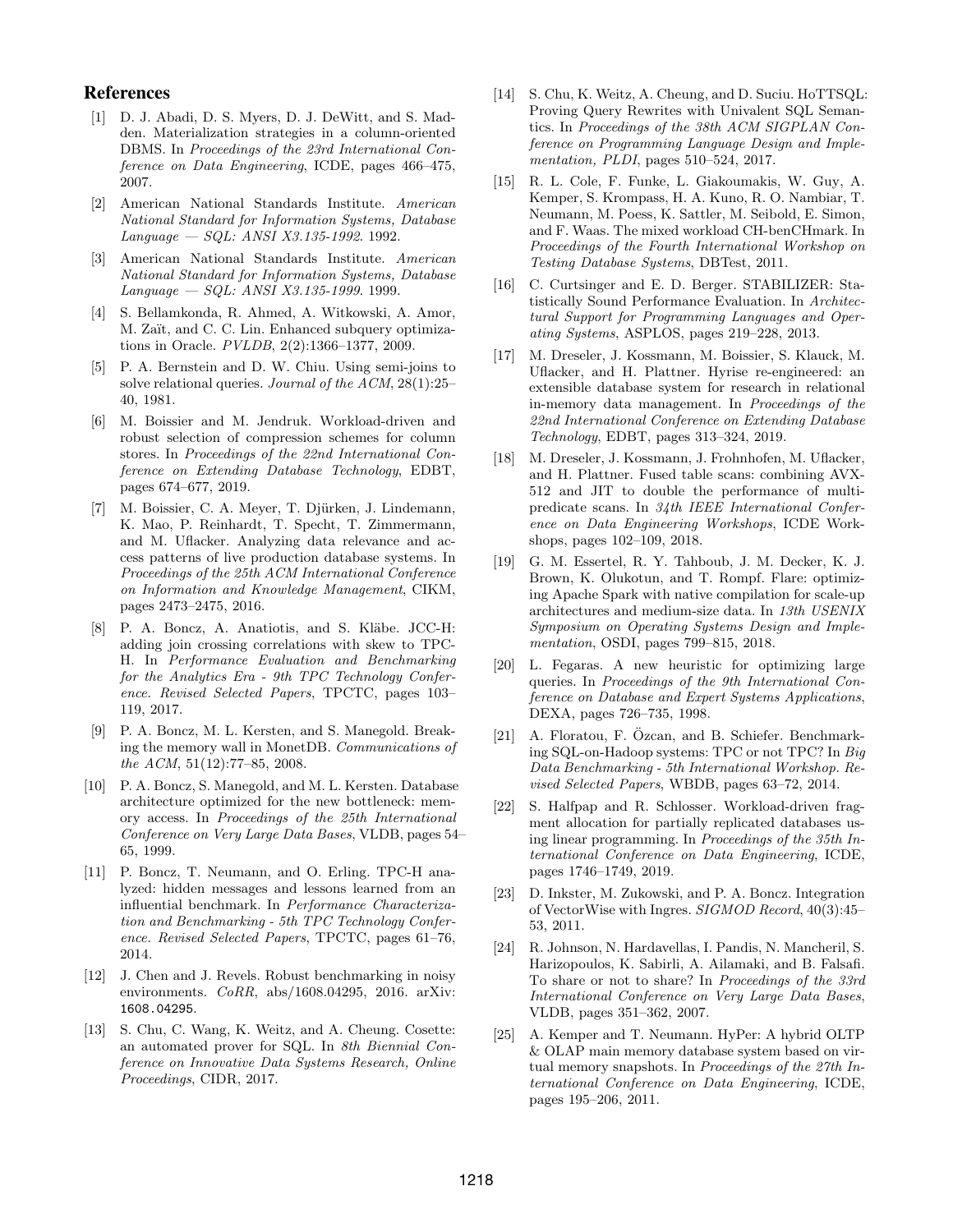## References

[1] D. J. Abadi, D. S. Myers, D. J. DeWitt, and S. Madden. Materialization strategies in a column-oriented DBMS. In *Proceedings of the 23rd International Conference on Data Engineering*, ICDE, pages 466–475, 2007.

[2] American National Standards Institute. *American National Standard for Information Systems, Database Language — SQL: ANSI X3.135-1992*. 1992.

[3] American National Standards Institute. *American National Standard for Information Systems, Database Language — SQL: ANSI X3.135-1999*. 1999.

[4] S. Bellamkonda, R. Ahmed, A. Witkowski, A. Amor, M. Zaït, and C. C. Lin. Enhanced subquery optimizations in Oracle. *PVLDB*, 2(2):1366–1377, 2009.

[5] P. A. Bernstein and D. W. Chiu. Using semi-joins to solve relational queries. *Journal of the ACM*, 28(1):25–40, 1981.

[6] M. Boissier and M. Jendruk. Workload-driven and robust selection of compression schemes for column stores. In *Proceedings of the 22nd International Conference on Extending Database Technology*, EDBT, pages 674–677, 2019.

[7] M. Boissier, C. A. Meyer, T. Djürken, J. Lindemann, K. Mao, P. Reinhardt, T. Specht, T. Zimmermann, and M. Uflacker. Analyzing data relevance and access patterns of live production database systems. In *Proceedings of the 25th ACM International Conference on Information and Knowledge Management*, CIKM, pages 2473–2475, 2016.

[8] P. A. Boncz, A. Anatiotis, and S. Kläbe. JCC-H: adding join crossing correlations with skew to TPC-H. In *Performance Evaluation and Benchmarking for the Analytics Era - 9th TPC Technology Conference. Revised Selected Papers*, TPCTC, pages 103–119, 2017.

[9] P. A. Boncz, M. L. Kersten, and S. Manegold. Breaking the memory wall in MonetDB. *Communications of the ACM*, 51(12):77–85, 2008.

[10] P. A. Boncz, S. Manegold, and M. L. Kersten. Database architecture optimized for the new bottleneck: memory access. In *Proceedings of the 25th International Conference on Very Large Data Bases*, VLDB, pages 54–65, 1999.

[11] P. Boncz, T. Neumann, and O. Erling. TPC-H analyzed: hidden messages and lessons learned from an influential benchmark. In *Performance Characterization and Benchmarking - 5th TPC Technology Conference. Revised Selected Papers*, TPCTC, pages 61–76, 2014.

[12] J. Chen and J. Revels. Robust benchmarking in noisy environments. *CoRR*, abs/1608.04295, 2016. arXiv: 1608.04295.

[13] S. Chu, C. Wang, K. Weitz, and A. Cheung. Cosette: an automated prover for SQL. In *8th Biennial Conference on Innovative Data Systems Research, Online Proceedings*, CIDR, 2017.

[14] S. Chu, K. Weitz, A. Cheung, and D. Suciu. HoTTSQL: Proving Query Rewrites with Univalent SQL Semantics. In *Proceedings of the 38th ACM SIGPLAN Conference on Programming Language Design and Implementation, PLDI*, pages 510–524, 2017.

[15] R. L. Cole, F. Funke, L. Giakoumakis, W. Guy, A. Kemper, S. Krompass, H. A. Kuno, R. O. Nambiar, T. Neumann, M. Poess, K. Sattler, M. Seibold, E. Simon, and F. Waas. The mixed workload CH-benCHmark. In *Proceedings of the Fourth International Workshop on Testing Database Systems*, DBTest, 2011.

[16] C. Curtsinger and E. D. Berger. STABILIZER: Statistically Sound Performance Evaluation. In *Architectural Support for Programming Languages and Operating Systems*, ASPLOS, pages 219–228, 2013.

[17] M. Dreseler, J. Kossmann, M. Boissier, S. Klauck, M. Uflacker, and H. Plattner. Hyrise re-engineered: an extensible database system for research in relational in-memory data management. In *Proceedings of the 22nd International Conference on Extending Database Technology*, EDBT, pages 313–324, 2019.

[18] M. Dreseler, J. Kossmann, J. Frohnhofen, M. Uflacker, and H. Plattner. Fused table scans: combining AVX-512 and JIT to double the performance of multi-predicate scans. In *34th IEEE International Conference on Data Engineering Workshops*, ICDE Workshops, pages 102–109, 2018.

[19] G. M. Essertel, R. Y. Tahboub, J. M. Decker, K. J. Brown, K. Olukotun, and T. Rompf. Flare: optimizing Apache Spark with native compilation for scale-up architectures and medium-size data. In *13th USENIX Symposium on Operating Systems Design and Implementation*, OSDI, pages 799–815, 2018.

[20] L. Fegaras. A new heuristic for optimizing large queries. In *Proceedings of the 9th International Conference on Database and Expert Systems Applications*, DEXA, pages 726–735, 1998.

[21] A. Floratou, F. Özcan, and B. Schiefer. Benchmarking SQL-on-Hadoop systems: TPC or not TPC? In *Big Data Benchmarking - 5th International Workshop. Revised Selected Papers*, WBDB, pages 63–72, 2014.

[22] S. Halfpap and R. Schlosser. Workload-driven fragment allocation for partially replicated databases using linear programming. In *Proceedings of the 35th International Conference on Data Engineering*, ICDE, pages 1746–1749, 2019.

[23] D. Inkster, M. Zukowski, and P. A. Boncz. Integration of VectorWise with Ingres. *SIGMOD Record*, 40(3):45–53, 2011.

[24] R. Johnson, N. Hardavellas, I. Pandis, N. Mancheril, S. Harizopoulos, K. Sabirli, A. Ailamaki, and B. Falsafi. To share or not to share? In *Proceedings of the 33rd International Conference on Very Large Data Bases*, VLDB, pages 351–362, 2007.

[25] A. Kemper and T. Neumann. HyPer: A hybrid OLTP & OLAP main memory database system based on virtual memory snapshots. In *Proceedings of the 27th International Conference on Data Engineering*, ICDE, pages 195–206, 2011.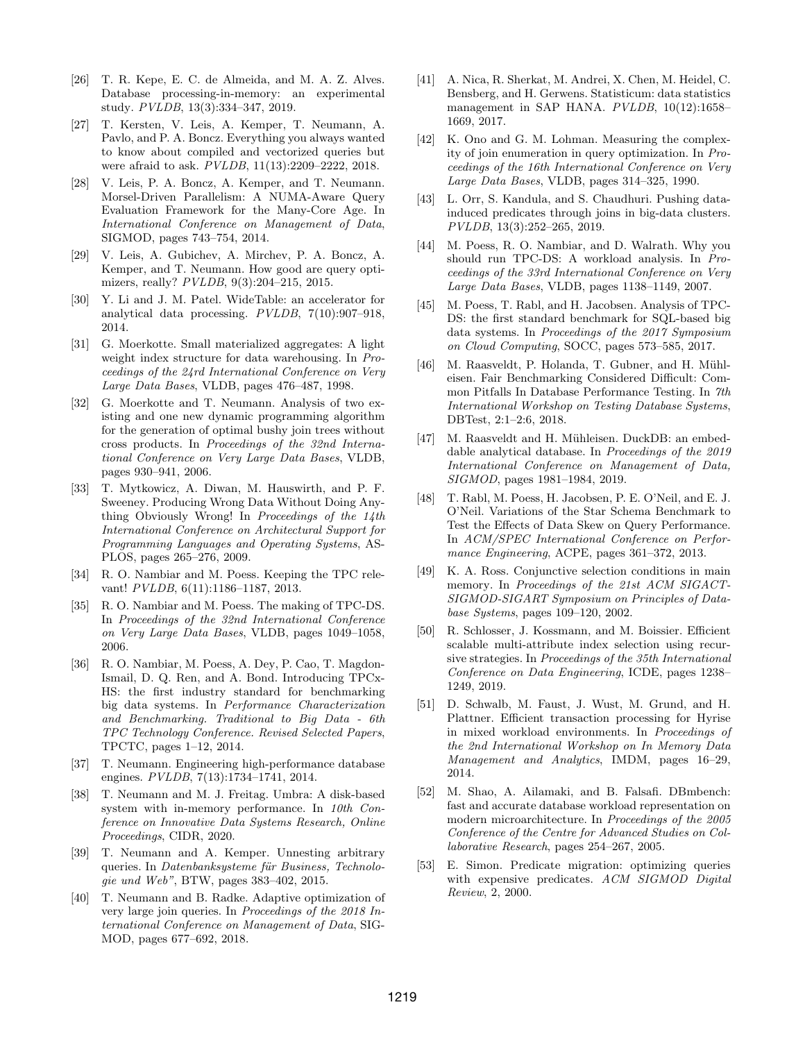[26] T. R. Kepe, E. C. de Almeida, and M. A. Z. Alves. Database processing-in-memory: an experimental study. *PVLDB*, 13(3):334–347, 2019.

[27] T. Kersten, V. Leis, A. Kemper, T. Neumann, A. Pavlo, and P. A. Boncz. Everything you always wanted to know about compiled and vectorized queries but were afraid to ask. *PVLDB*, 11(13):2209–2222, 2018.

[28] V. Leis, P. A. Boncz, A. Kemper, and T. Neumann. Morsel-Driven Parallelism: A NUMA-Aware Query Evaluation Framework for the Many-Core Age. In *International Conference on Management of Data*, SIGMOD, pages 743–754, 2014.

[29] V. Leis, A. Gubichev, A. Mirchev, P. A. Boncz, A. Kemper, and T. Neumann. How good are query optimizers, really? *PVLDB*, 9(3):204–215, 2015.

[30] Y. Li and J. M. Patel. WideTable: an accelerator for analytical data processing. *PVLDB*, 7(10):907–918, 2014.

[31] G. Moerkotte. Small materialized aggregates: A light weight index structure for data warehousing. In *Proceedings of the 24rd International Conference on Very Large Data Bases*, VLDB, pages 476–487, 1998.

[32] G. Moerkotte and T. Neumann. Analysis of two existing and one new dynamic programming algorithm for the generation of optimal bushy join trees without cross products. In *Proceedings of the 32nd International Conference on Very Large Data Bases*, VLDB, pages 930–941, 2006.

[33] T. Mytkowicz, A. Diwan, M. Hauswirth, and P. F. Sweeney. Producing Wrong Data Without Doing Anything Obviously Wrong! In *Proceedings of the 14th International Conference on Architectural Support for Programming Languages and Operating Systems*, ASPLOS, pages 265–276, 2009.

[34] R. O. Nambiar and M. Poess. Keeping the TPC relevant! *PVLDB*, 6(11):1186–1187, 2013.

[35] R. O. Nambiar and M. Poess. The making of TPC-DS. In *Proceedings of the 32nd International Conference on Very Large Data Bases*, VLDB, pages 1049–1058, 2006.

[36] R. O. Nambiar, M. Poess, A. Dey, P. Cao, T. Magdon-Ismail, D. Q. Ren, and A. Bond. Introducing TPCx-HS: the first industry standard for benchmarking big data systems. In *Performance Characterization and Benchmarking. Traditional to Big Data - 6th TPC Technology Conference. Revised Selected Papers*, TPCTC, pages 1–12, 2014.

[37] T. Neumann. Engineering high-performance database engines. *PVLDB*, 7(13):1734–1741, 2014.

[38] T. Neumann and M. J. Freitag. Umbra: A disk-based system with in-memory performance. In *10th Conference on Innovative Data Systems Research, Online Proceedings*, CIDR, 2020.

[39] T. Neumann and A. Kemper. Unnesting arbitrary queries. In *Datenbanksysteme für Business, Technologie und Web"*, BTW, pages 383–402, 2015.

[40] T. Neumann and B. Radke. Adaptive optimization of very large join queries. In *Proceedings of the 2018 International Conference on Management of Data*, SIGMOD, pages 677–692, 2018.

[41] A. Nica, R. Sherkat, M. Andrei, X. Chen, M. Heidel, C. Bensberg, and H. Gerwens. Statisticum: data statistics management in SAP HANA. *PVLDB*, 10(12):1658–1669, 2017.

[42] K. Ono and G. M. Lohman. Measuring the complexity of join enumeration in query optimization. In *Proceedings of the 16th International Conference on Very Large Data Bases*, VLDB, pages 314–325, 1990.

[43] L. Orr, S. Kandula, and S. Chaudhuri. Pushing data-induced predicates through joins in big-data clusters. *PVLDB*, 13(3):252–265, 2019.

[44] M. Poess, R. O. Nambiar, and D. Walrath. Why you should run TPC-DS: A workload analysis. In *Proceedings of the 33rd International Conference on Very Large Data Bases*, VLDB, pages 1138–1149, 2007.

[45] M. Poess, T. Rabl, and H. Jacobsen. Analysis of TPC-DS: the first standard benchmark for SQL-based big data systems. In *Proceedings of the 2017 Symposium on Cloud Computing*, SOCC, pages 573–585, 2017.

[46] M. Raasveldt, P. Holanda, T. Gubner, and H. Mühleisen. Fair Benchmarking Considered Difficult: Common Pitfalls In Database Performance Testing. In *7th International Workshop on Testing Database Systems*, DBTest, 2:1–2:6, 2018.

[47] M. Raasveldt and H. Mühleisen. DuckDB: an embeddable analytical database. In *Proceedings of the 2019 International Conference on Management of Data, SIGMOD*, pages 1981–1984, 2019.

[48] T. Rabl, M. Poess, H. Jacobsen, P. E. O'Neil, and E. J. O'Neil. Variations of the Star Schema Benchmark to Test the Effects of Data Skew on Query Performance. In *ACM/SPEC International Conference on Performance Engineering*, ACPE, pages 361–372, 2013.

[49] K. A. Ross. Conjunctive selection conditions in main memory. In *Proceedings of the 21st ACM SIGACT-SIGMOD-SIGART Symposium on Principles of Database Systems*, pages 109–120, 2002.

[50] R. Schlosser, J. Kossmann, and M. Boissier. Efficient scalable multi-attribute index selection using recursive strategies. In *Proceedings of the 35th International Conference on Data Engineering*, ICDE, pages 1238–1249, 2019.

[51] D. Schwalb, M. Faust, J. Wust, M. Grund, and H. Plattner. Efficient transaction processing for Hyrise in mixed workload environments. In *Proceedings of the 2nd International Workshop on In Memory Data Management and Analytics*, IMDM, pages 16–29, 2014.

[52] M. Shao, A. Ailamaki, and B. Falsafi. DBmbench: fast and accurate database workload representation on modern microarchitecture. In *Proceedings of the 2005 Conference of the Centre for Advanced Studies on Collaborative Research*, pages 254–267, 2005.

[53] E. Simon. Predicate migration: optimizing queries with expensive predicates. *ACM SIGMOD Digital Review*, 2, 2000.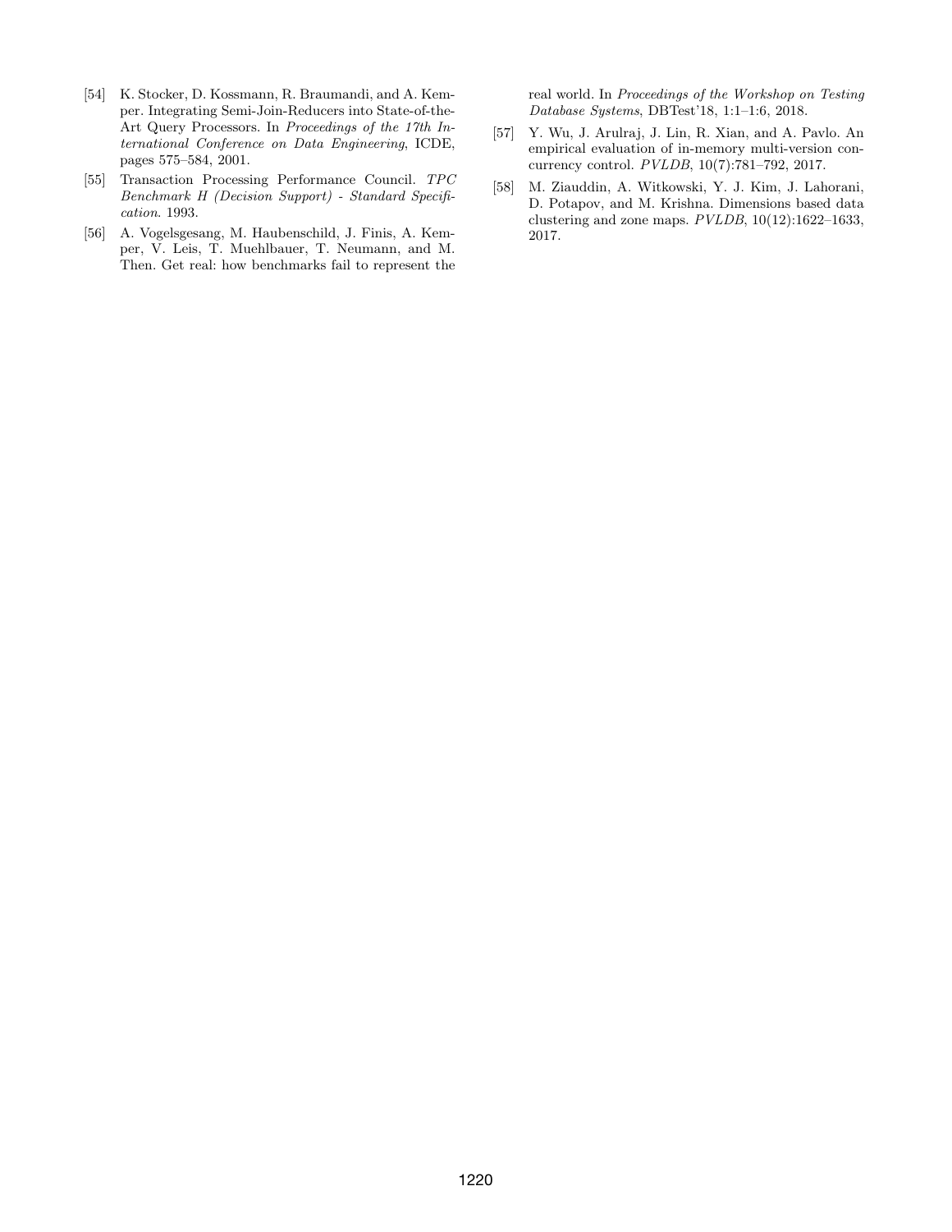[54] K. Stocker, D. Kossmann, R. Braumandi, and A. Kemper. Integrating Semi-Join-Reducers into State-of-the-Art Query Processors. In *Proceedings of the 17th International Conference on Data Engineering*, ICDE, pages 575–584, 2001.

[55] Transaction Processing Performance Council. *TPC Benchmark H (Decision Support) - Standard Specification*. 1993.

[56] A. Vogelsgesang, M. Haubenschild, J. Finis, A. Kemper, V. Leis, T. Muehlbauer, T. Neumann, and M. Then. Get real: how benchmarks fail to represent the real world. In *Proceedings of the Workshop on Testing Database Systems*, DBTest'18, 1:1–1:6, 2018.

[57] Y. Wu, J. Arulraj, J. Lin, R. Xian, and A. Pavlo. An empirical evaluation of in-memory multi-version concurrency control. *PVLDB*, 10(7):781–792, 2017.

[58] M. Ziauddin, A. Witkowski, Y. J. Kim, J. Lahorani, D. Potapov, and M. Krishna. Dimensions based data clustering and zone maps. *PVLDB*, 10(12):1622–1633, 2017.